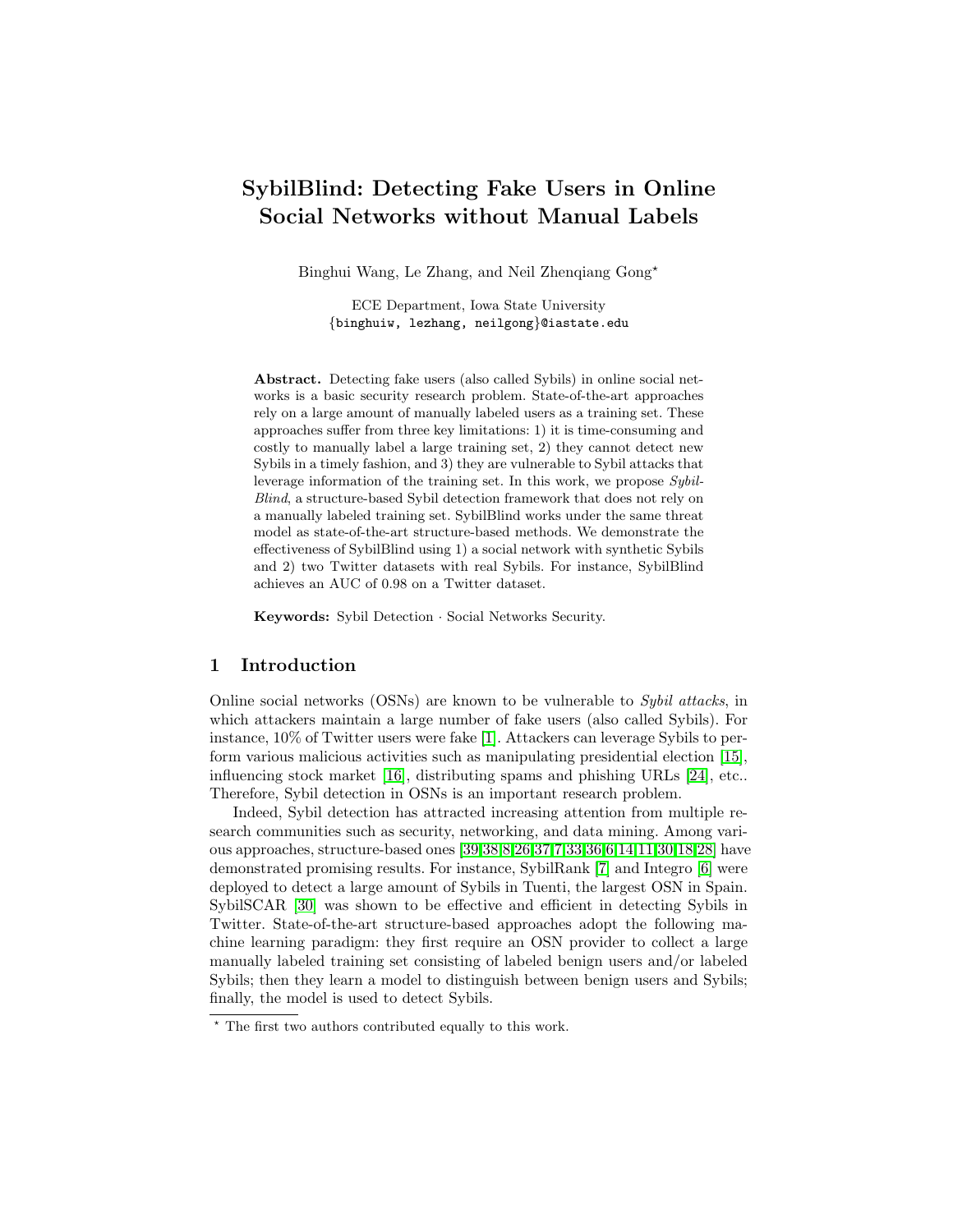# SybilBlind: Detecting Fake Users in Online Social Networks without Manual Labels

Binghui Wang, Le Zhang, and Neil Zhenqiang Gong*

ECE Department, Iowa State University
{binghuiw, lezhang, neilgong}@iastate.edu

**Abstract.** Detecting fake users (also called Sybils) in online social networks is a basic security research problem. State-of-the-art approaches rely on a large amount of manually labeled users as a training set. These approaches suffer from three key limitations: 1) it is time-consuming and costly to manually label a large training set, 2) they cannot detect new Sybils in a timely fashion, and 3) they are vulnerable to Sybil attacks that leverage information of the training set. In this work, we propose *SybilBlind*, a structure-based Sybil detection framework that does not rely on a manually labeled training set. SybilBlind works under the same threat model as state-of-the-art structure-based methods. We demonstrate the effectiveness of SybilBlind using 1) a social network with synthetic Sybils and 2) two Twitter datasets with real Sybils. For instance, SybilBlind achieves an AUC of 0.98 on a Twitter dataset.

**Keywords:** Sybil Detection · Social Networks Security.

## 1 Introduction

Online social networks (OSNs) are known to be vulnerable to *Sybil attacks*, in which attackers maintain a large number of fake users (also called Sybils). For instance, 10% of Twitter users were fake [1]. Attackers can leverage Sybils to perform various malicious activities such as manipulating presidential election [15], influencing stock market [16], distributing spams and phishing URLs [24], etc.. Therefore, Sybil detection in OSNs is an important research problem.

Indeed, Sybil detection has attracted increasing attention from multiple research communities such as security, networking, and data mining. Among various approaches, structure-based ones [39,38,8,26,37,7,33,36,6,14,11,30,18,28] have demonstrated promising results. For instance, SybilRank [7] and Integro [6] were deployed to detect a large amount of Sybils in Tuenti, the largest OSN in Spain. SybilSCAR [30] was shown to be effective and efficient in detecting Sybils in Twitter. State-of-the-art structure-based approaches adopt the following machine learning paradigm: they first require an OSN provider to collect a large manually labeled training set consisting of labeled benign users and/or labeled Sybils; then they learn a model to distinguish between benign users and Sybils; finally, the model is used to detect Sybils.

---

* The first two authors contributed equally to this work.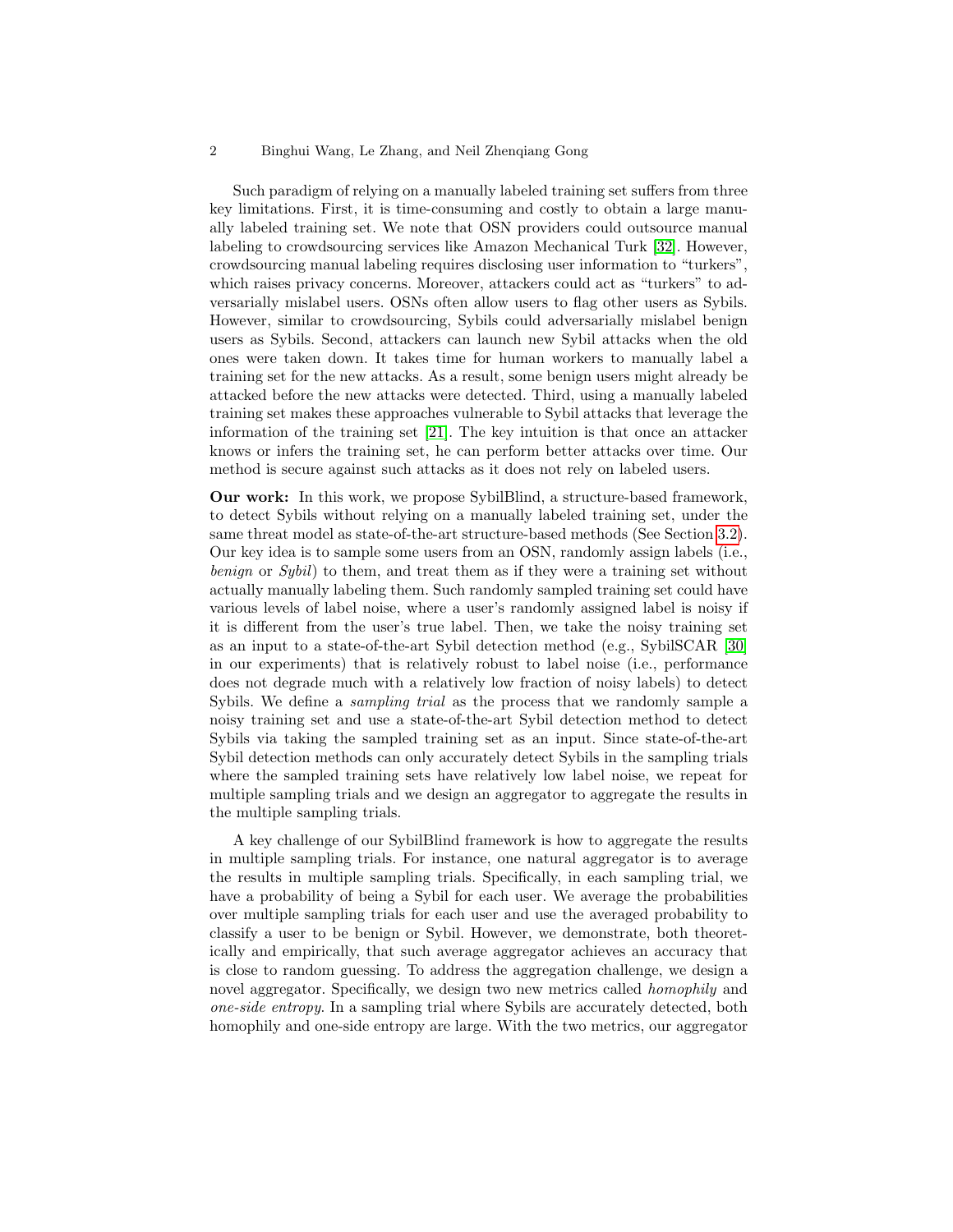Such paradigm of relying on a manually labeled training set suffers from three key limitations. First, it is time-consuming and costly to obtain a large manually labeled training set. We note that OSN providers could outsource manual labeling to crowdsourcing services like Amazon Mechanical Turk [32]. However, crowdsourcing manual labeling requires disclosing user information to "turkers", which raises privacy concerns. Moreover, attackers could act as "turkers" to adversarially mislabel users. OSNs often allow users to flag other users as Sybils. However, similar to crowdsourcing, Sybils could adversarially mislabel benign users as Sybils. Second, attackers can launch new Sybil attacks when the old ones were taken down. It takes time for human workers to manually label a training set for the new attacks. As a result, some benign users might already be attacked before the new attacks were detected. Third, using a manually labeled training set makes these approaches vulnerable to Sybil attacks that leverage the information of the training set [21]. The key intuition is that once an attacker knows or infers the training set, he can perform better attacks over time. Our method is secure against such attacks as it does not rely on labeled users.

**Our work:** In this work, we propose SybilBlind, a structure-based framework, to detect Sybils without relying on a manually labeled training set, under the same threat model as state-of-the-art structure-based methods (See Section 3.2). Our key idea is to sample some users from an OSN, randomly assign labels (i.e., *benign* or *Sybil*) to them, and treat them as if they were a training set without actually manually labeling them. Such randomly sampled training set could have various levels of label noise, where a user's randomly assigned label is noisy if it is different from the user's true label. Then, we take the noisy training set as an input to a state-of-the-art Sybil detection method (e.g., SybilSCAR [30] in our experiments) that is relatively robust to label noise (i.e., performance does not degrade much with a relatively low fraction of noisy labels) to detect Sybils. We define a *sampling trial* as the process that we randomly sample a noisy training set and use a state-of-the-art Sybil detection method to detect Sybils via taking the sampled training set as an input. Since state-of-the-art Sybil detection methods can only accurately detect Sybils in the sampling trials where the sampled training sets have relatively low label noise, we repeat for multiple sampling trials and we design an aggregator to aggregate the results in the multiple sampling trials.

A key challenge of our SybilBlind framework is how to aggregate the results in multiple sampling trials. For instance, one natural aggregator is to average the results in multiple sampling trials. Specifically, in each sampling trial, we have a probability of being a Sybil for each user. We average the probabilities over multiple sampling trials for each user and use the averaged probability to classify a user to be benign or Sybil. However, we demonstrate, both theoretically and empirically, that such average aggregator achieves an accuracy that is close to random guessing. To address the aggregation challenge, we design a novel aggregator. Specifically, we design two new metrics called *homophily* and *one-side entropy*. In a sampling trial where Sybils are accurately detected, both homophily and one-side entropy are large. With the two metrics, our aggregator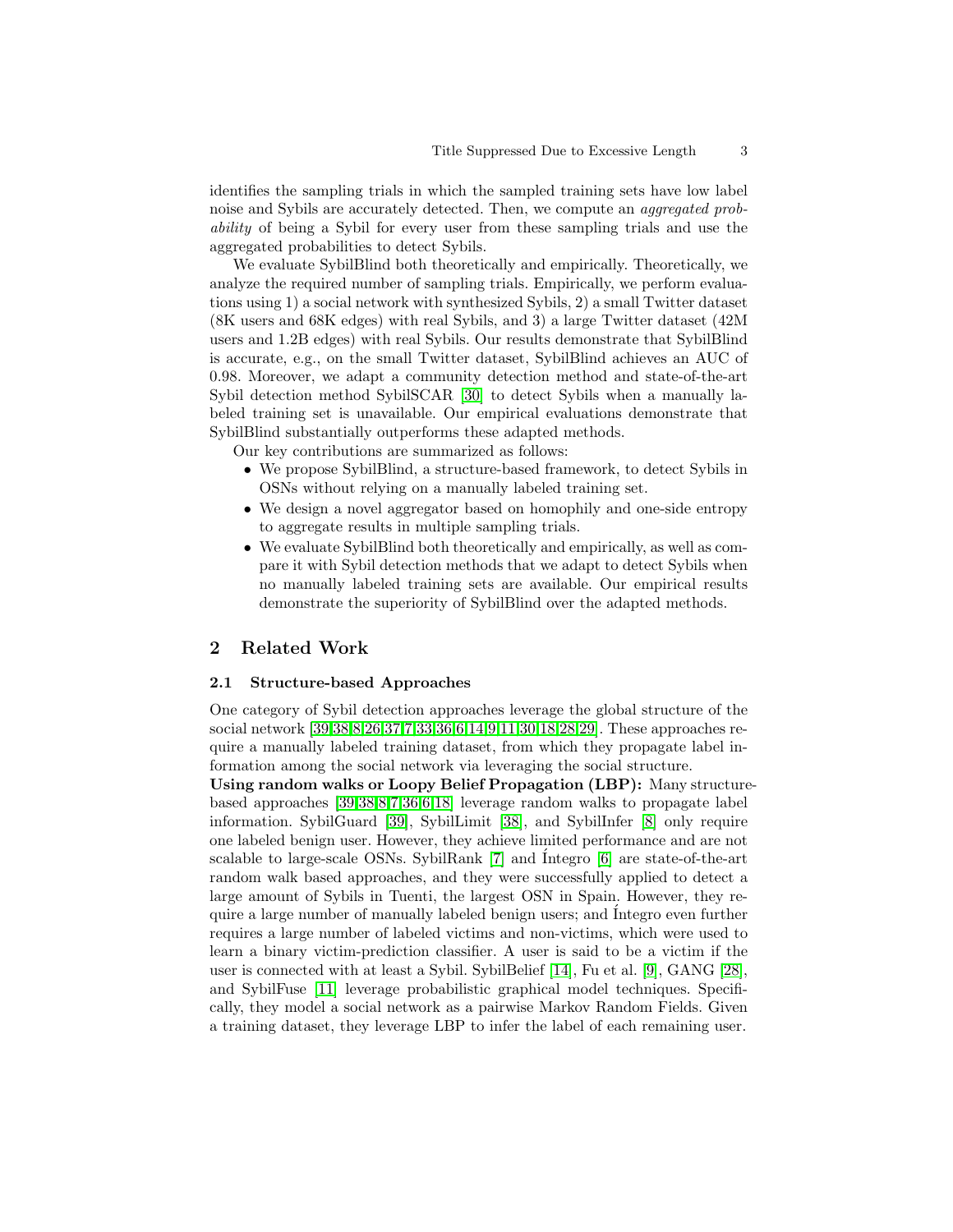identifies the sampling trials in which the sampled training sets have low label noise and Sybils are accurately detected. Then, we compute an *aggregated probability* of being a Sybil for every user from these sampling trials and use the aggregated probabilities to detect Sybils.

We evaluate SybilBlind both theoretically and empirically. Theoretically, we analyze the required number of sampling trials. Empirically, we perform evaluations using 1) a social network with synthesized Sybils, 2) a small Twitter dataset (8K users and 68K edges) with real Sybils, and 3) a large Twitter dataset (42M users and 1.2B edges) with real Sybils. Our results demonstrate that SybilBlind is accurate, e.g., on the small Twitter dataset, SybilBlind achieves an AUC of 0.98. Moreover, we adapt a community detection method and state-of-the-art Sybil detection method SybilSCAR [30] to detect Sybils when a manually labeled training set is unavailable. Our empirical evaluations demonstrate that SybilBlind substantially outperforms these adapted methods.

Our key contributions are summarized as follows:

- We propose SybilBlind, a structure-based framework, to detect Sybils in OSNs without relying on a manually labeled training set.
- We design a novel aggregator based on homophily and one-side entropy to aggregate results in multiple sampling trials.
- We evaluate SybilBlind both theoretically and empirically, as well as compare it with Sybil detection methods that we adapt to detect Sybils when no manually labeled training sets are available. Our empirical results demonstrate the superiority of SybilBlind over the adapted methods.

## 2 Related Work

### 2.1 Structure-based Approaches

One category of Sybil detection approaches leverage the global structure of the social network [39,38,8,26,37,7,33,36,6,14,9,11,30,18,28,29]. These approaches require a manually labeled training dataset, from which they propagate label information among the social network via leveraging the social structure.

**Using random walks or Loopy Belief Propagation (LBP):** Many structure-based approaches [39,38,8,7,36,6,18] leverage random walks to propagate label information. SybilGuard [39], SybilLimit [38], and SybilInfer [8] only require one labeled benign user. However, they achieve limited performance and are not scalable to large-scale OSNs. SybilRank [7] and Íntegro [6] are state-of-the-art random walk based approaches, and they were successfully applied to detect a large amount of Sybils in Tuenti, the largest OSN in Spain. However, they require a large number of manually labeled benign users; and Íntegro even further requires a large number of labeled victims and non-victims, which were used to learn a binary victim-prediction classifier. A user is said to be a victim if the user is connected with at least a Sybil. SybilBelief [14], Fu et al. [9], GANG [28], and SybilFuse [11] leverage probabilistic graphical model techniques. Specifically, they model a social network as a pairwise Markov Random Fields. Given a training dataset, they leverage LBP to infer the label of each remaining user.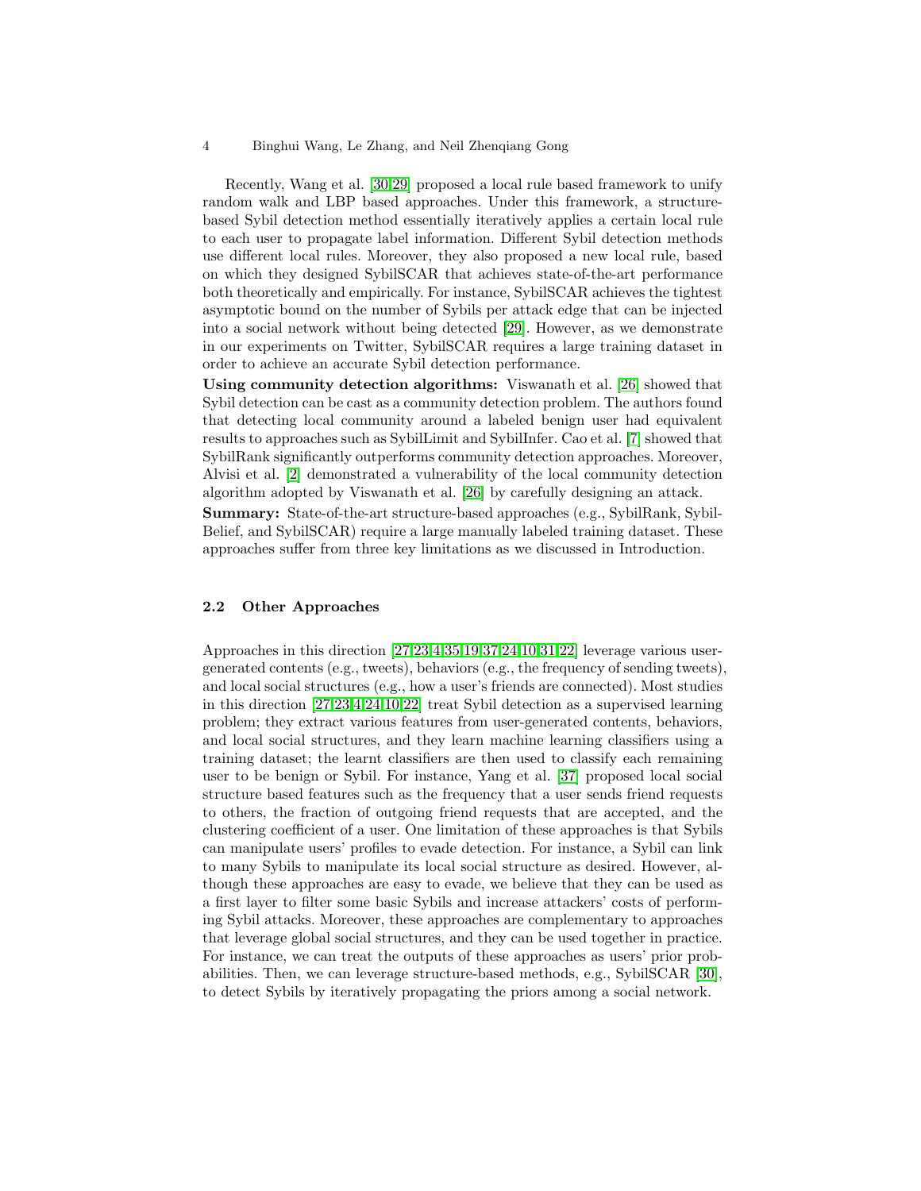Recently, Wang et al. [30,29] proposed a local rule based framework to unify random walk and LBP based approaches. Under this framework, a structure-based Sybil detection method essentially iteratively applies a certain local rule to each user to propagate label information. Different Sybil detection methods use different local rules. Moreover, they also proposed a new local rule, based on which they designed SybilSCAR that achieves state-of-the-art performance both theoretically and empirically. For instance, SybilSCAR achieves the tightest asymptotic bound on the number of Sybils per attack edge that can be injected into a social network without being detected [29]. However, as we demonstrate in our experiments on Twitter, SybilSCAR requires a large training dataset in order to achieve an accurate Sybil detection performance.

**Using community detection algorithms:** Viswanath et al. [26] showed that Sybil detection can be cast as a community detection problem. The authors found that detecting local community around a labeled benign user had equivalent results to approaches such as SybilLimit and SybilInfer. Cao et al. [7] showed that SybilRank significantly outperforms community detection approaches. Moreover, Alvisi et al. [2] demonstrated a vulnerability of the local community detection algorithm adopted by Viswanath et al. [26] by carefully designing an attack.

**Summary:** State-of-the-art structure-based approaches (e.g., SybilRank, SybilBelief, and SybilSCAR) require a large manually labeled training dataset. These approaches suffer from three key limitations as we discussed in Introduction.

### 2.2 Other Approaches

Approaches in this direction [27,23,4,35,19,37,24,10,31,22] leverage various user-generated contents (e.g., tweets), behaviors (e.g., the frequency of sending tweets), and local social structures (e.g., how a user's friends are connected). Most studies in this direction [27,23,4,24,10,22] treat Sybil detection as a supervised learning problem; they extract various features from user-generated contents, behaviors, and local social structures, and they learn machine learning classifiers using a training dataset; the learnt classifiers are then used to classify each remaining user to be benign or Sybil. For instance, Yang et al. [37] proposed local social structure based features such as the frequency that a user sends friend requests to others, the fraction of outgoing friend requests that are accepted, and the clustering coefficient of a user. One limitation of these approaches is that Sybils can manipulate users' profiles to evade detection. For instance, a Sybil can link to many Sybils to manipulate its local social structure as desired. However, although these approaches are easy to evade, we believe that they can be used as a first layer to filter some basic Sybils and increase attackers' costs of performing Sybil attacks. Moreover, these approaches are complementary to approaches that leverage global social structures, and they can be used together in practice. For instance, we can treat the outputs of these approaches as users' prior probabilities. Then, we can leverage structure-based methods, e.g., SybilSCAR [30], to detect Sybils by iteratively propagating the priors among a social network.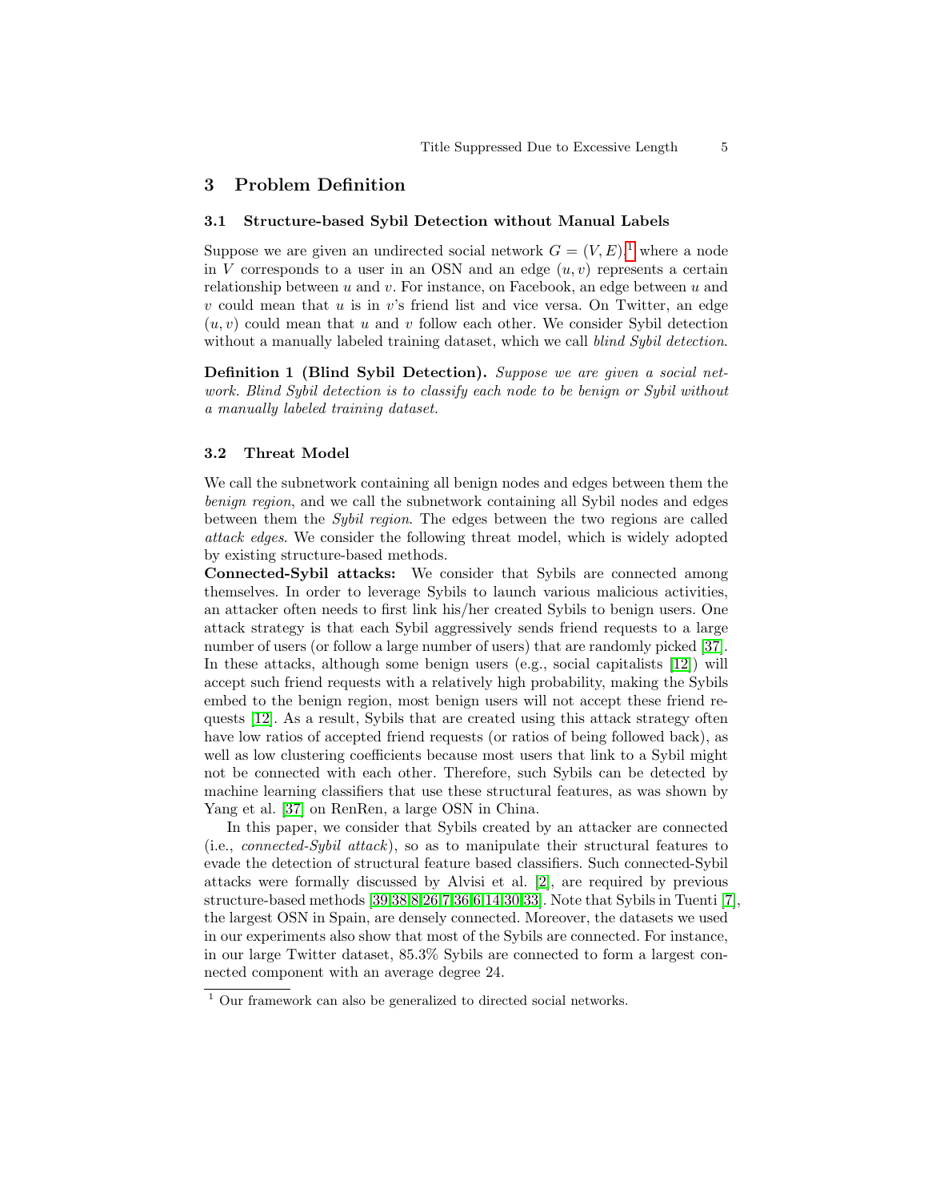## 3 Problem Definition

### 3.1 Structure-based Sybil Detection without Manual Labels

Suppose we are given an undirected social network $G = (V, E)$,[1] where a node in $V$ corresponds to a user in an OSN and an edge $(u, v)$ represents a certain relationship between $u$ and $v$. For instance, on Facebook, an edge between $u$ and $v$ could mean that $u$ is in $v$'s friend list and vice versa. On Twitter, an edge $(u, v)$ could mean that $u$ and $v$ follow each other. We consider Sybil detection without a manually labeled training dataset, which we call *blind Sybil detection*.

**Definition 1 (Blind Sybil Detection).** *Suppose we are given a social network. Blind Sybil detection is to classify each node to be benign or Sybil without a manually labeled training dataset.*

### 3.2 Threat Model

We call the subnetwork containing all benign nodes and edges between them the *benign region*, and we call the subnetwork containing all Sybil nodes and edges between them the *Sybil region*. The edges between the two regions are called *attack edges*. We consider the following threat model, which is widely adopted by existing structure-based methods.

**Connected-Sybil attacks:** We consider that Sybils are connected among themselves. In order to leverage Sybils to launch various malicious activities, an attacker often needs to first link his/her created Sybils to benign users. One attack strategy is that each Sybil aggressively sends friend requests to a large number of users (or follow a large number of users) that are randomly picked [37]. In these attacks, although some benign users (e.g., social capitalists [12]) will accept such friend requests with a relatively high probability, making the Sybils embed to the benign region, most benign users will not accept these friend requests [12]. As a result, Sybils that are created using this attack strategy often have low ratios of accepted friend requests (or ratios of being followed back), as well as low clustering coefficients because most users that link to a Sybil might not be connected with each other. Therefore, such Sybils can be detected by machine learning classifiers that use these structural features, as was shown by Yang et al. [37] on RenRen, a large OSN in China.

In this paper, we consider that Sybils created by an attacker are connected (i.e., *connected-Sybil attack*), so as to manipulate their structural features to evade the detection of structural feature based classifiers. Such connected-Sybil attacks were formally discussed by Alvisi et al. [2], are required by previous structure-based methods [39,38,8,26,7,36,6,14,30,33]. Note that Sybils in Tuenti [7], the largest OSN in Spain, are densely connected. Moreover, the datasets we used in our experiments also show that most of the Sybils are connected. For instance, in our large Twitter dataset, 85.3% Sybils are connected to form a largest connected component with an average degree 24.

[1] Our framework can also be generalized to directed social networks.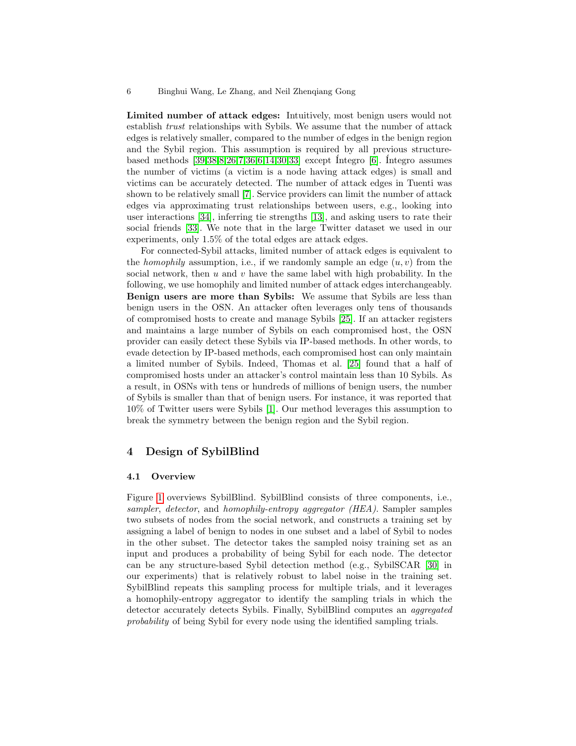**Limited number of attack edges:** Intuitively, most benign users would not establish *trust* relationships with Sybils. We assume that the number of attack edges is relatively smaller, compared to the number of edges in the benign region and the Sybil region. This assumption is required by all previous structure-based methods [39,38,8,26,7,36,6,14,30,33] except Íntegro [6]. Íntegro assumes the number of victims (a victim is a node having attack edges) is small and victims can be accurately detected. The number of attack edges in Tuenti was shown to be relatively small [7]. Service providers can limit the number of attack edges via approximating trust relationships between users, e.g., looking into user interactions [34], inferring tie strengths [13], and asking users to rate their social friends [33]. We note that in the large Twitter dataset we used in our experiments, only 1.5% of the total edges are attack edges.

For connected-Sybil attacks, limited number of attack edges is equivalent to the *homophily* assumption, i.e., if we randomly sample an edge $(u, v)$ from the social network, then $u$ and $v$ have the same label with high probability. In the following, we use homophily and limited number of attack edges interchangeably.

**Benign users are more than Sybils:** We assume that Sybils are less than benign users in the OSN. An attacker often leverages only tens of thousands of compromised hosts to create and manage Sybils [25]. If an attacker registers and maintains a large number of Sybils on each compromised host, the OSN provider can easily detect these Sybils via IP-based methods. In other words, to evade detection by IP-based methods, each compromised host can only maintain a limited number of Sybils. Indeed, Thomas et al. [25] found that a half of compromised hosts under an attacker's control maintain less than 10 Sybils. As a result, in OSNs with tens or hundreds of millions of benign users, the number of Sybils is smaller than that of benign users. For instance, it was reported that 10% of Twitter users were Sybils [1]. Our method leverages this assumption to break the symmetry between the benign region and the Sybil region.

## 4 Design of SybilBlind

### 4.1 Overview

Figure 1 overviews SybilBlind. SybilBlind consists of three components, i.e., *sampler*, *detector*, and *homophily-entropy aggregator (HEA)*. Sampler samples two subsets of nodes from the social network, and constructs a training set by assigning a label of benign to nodes in one subset and a label of Sybil to nodes in the other subset. The detector takes the sampled noisy training set as an input and produces a probability of being Sybil for each node. The detector can be any structure-based Sybil detection method (e.g., SybilSCAR [30] in our experiments) that is relatively robust to label noise in the training set. SybilBlind repeats this sampling process for multiple trials, and it leverages a homophily-entropy aggregator to identify the sampling trials in which the detector accurately detects Sybils. Finally, SybilBlind computes an *aggregated probability* of being Sybil for every node using the identified sampling trials.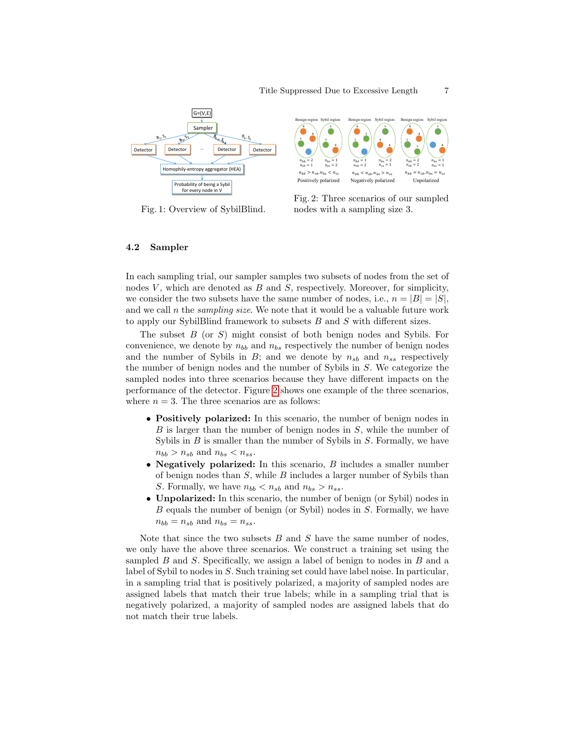Fig. 1: Overview of SybilBlind.

Fig. 2: Three scenarios of our sampled nodes with a sampling size 3.

### 4.2 Sampler

In each sampling trial, our sampler samples two subsets of nodes from the set of nodes $V$, which are denoted as $B$ and $S$, respectively. Moreover, for simplicity, we consider the two subsets have the same number of nodes, i.e., $n = |B| = |S|$, and we call $n$ the *sampling size*. We note that it would be a valuable future work to apply our SybilBlind framework to subsets $B$ and $S$ with different sizes.

The subset $B$ (or $S$) might consist of both benign nodes and Sybils. For convenience, we denote by $n_{bb}$ and $n_{bs}$ respectively the number of benign nodes and the number of Sybils in $B$; and we denote by $n_{sb}$ and $n_{ss}$ respectively the number of benign nodes and the number of Sybils in $S$. We categorize the sampled nodes into three scenarios because they have different impacts on the performance of the detector. Figure 2 shows one example of the three scenarios, where $n = 3$. The three scenarios are as follows:

- **Positively polarized:** In this scenario, the number of benign nodes in $B$ is larger than the number of benign nodes in $S$, while the number of Sybils in $B$ is smaller than the number of Sybils in $S$. Formally, we have $n_{bb} > n_{sb}$ and $n_{bs} < n_{ss}$.
- **Negatively polarized:** In this scenario, $B$ includes a smaller number of benign nodes than $S$, while $B$ includes a larger number of Sybils than $S$. Formally, we have $n_{bb} < n_{sb}$ and $n_{bs} > n_{ss}$.
- **Unpolarized:** In this scenario, the number of benign (or Sybil) nodes in $B$ equals the number of benign (or Sybil) nodes in $S$. Formally, we have $n_{bb} = n_{sb}$ and $n_{bs} = n_{ss}$.

Note that since the two subsets $B$ and $S$ have the same number of nodes, we only have the above three scenarios. We construct a training set using the sampled $B$ and $S$. Specifically, we assign a label of benign to nodes in $B$ and a label of Sybil to nodes in $S$. Such training set could have label noise. In particular, in a sampling trial that is positively polarized, a majority of sampled nodes are assigned labels that match their true labels; while in a sampling trial that is negatively polarized, a majority of sampled nodes are assigned labels that do not match their true labels.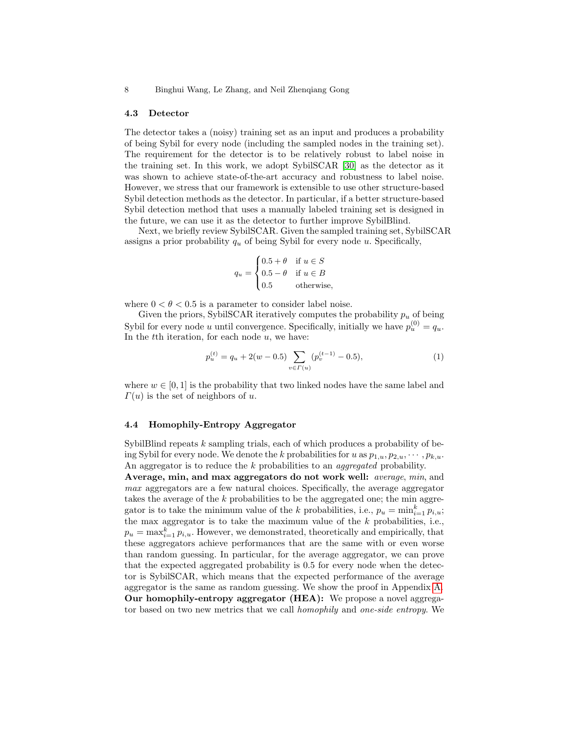### 4.3 Detector

The detector takes a (noisy) training set as an input and produces a probability of being Sybil for every node (including the sampled nodes in the training set). The requirement for the detector is to be relatively robust to label noise in the training set. In this work, we adopt SybilSCAR [30] as the detector as it was shown to achieve state-of-the-art accuracy and robustness to label noise. However, we stress that our framework is extensible to use other structure-based Sybil detection methods as the detector. In particular, if a better structure-based Sybil detection method that uses a manually labeled training set is designed in the future, we can use it as the detector to further improve SybilBlind.

Next, we briefly review SybilSCAR. Given the sampled training set, SybilSCAR assigns a prior probability $q_u$ of being Sybil for every node $u$. Specifically,

$$q_u = \begin{cases} 0.5 + \theta & \text{if } u \in S \\ 0.5 - \theta & \text{if } u \in B \\ 0.5 & \text{otherwise,} \end{cases}$$

where $0 < \theta < 0.5$ is a parameter to consider label noise.

Given the priors, SybilSCAR iteratively computes the probability $p_u$ of being Sybil for every node $u$ until convergence. Specifically, initially we have $p_u^{(0)} = q_u$. In the $t$th iteration, for each node $u$, we have:

$$p_u^{(t)} = q_u + 2(w - 0.5) \sum_{v \in \Gamma(u)} (p_v^{(t-1)} - 0.5), \tag{1}$$

where $w \in [0, 1]$ is the probability that two linked nodes have the same label and $\Gamma(u)$ is the set of neighbors of $u$.

### 4.4 Homophily-Entropy Aggregator

SybilBlind repeats $k$ sampling trials, each of which produces a probability of being Sybil for every node. We denote the $k$ probabilities for $u$ as $p_{1,u}, p_{2,u}, \cdots, p_{k,u}$. An aggregator is to reduce the $k$ probabilities to an *aggregated* probability.

**Average, min, and max aggregators do not work well:** *average*, *min*, and *max* aggregators are a few natural choices. Specifically, the average aggregator takes the average of the $k$ probabilities to be the aggregated one; the min aggregator is to take the minimum value of the $k$ probabilities, i.e., $p_u = \min_{i=1}^{k} p_{i,u}$; the max aggregator is to take the maximum value of the $k$ probabilities, i.e., $p_u = \max_{i=1}^{k} p_{i,u}$. However, we demonstrated, theoretically and empirically, that these aggregators achieve performances that are the same with or even worse than random guessing. In particular, for the average aggregator, we can prove that the expected aggregated probability is 0.5 for every node when the detector is SybilSCAR, which means that the expected performance of the average aggregator is the same as random guessing. We show the proof in Appendix A.

**Our homophily-entropy aggregator (HEA):** We propose a novel aggregator based on two new metrics that we call *homophily* and *one-side entropy*. We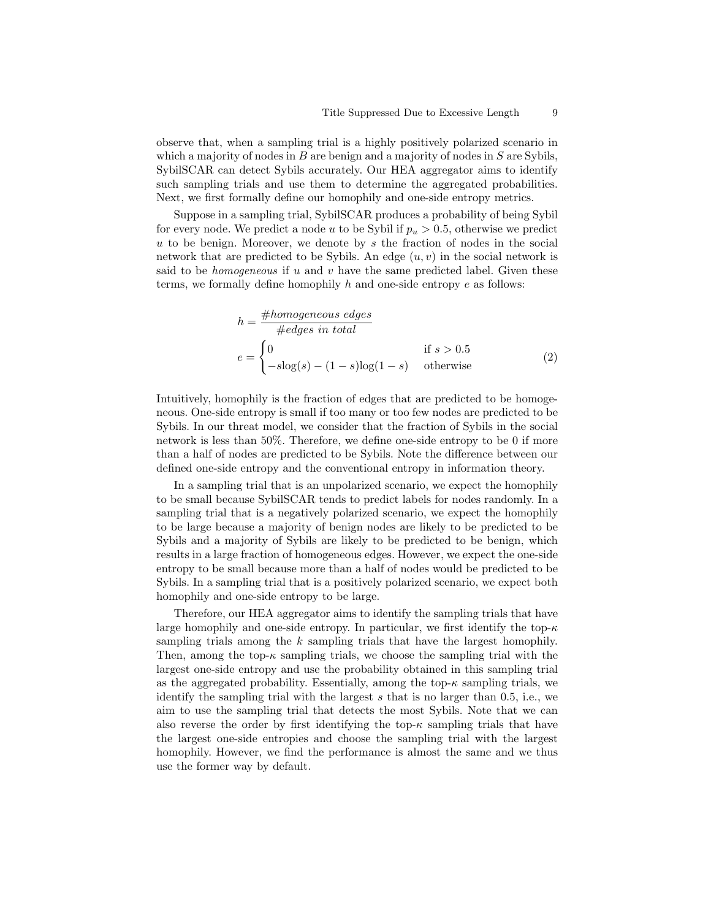observe that, when a sampling trial is a highly positively polarized scenario in which a majority of nodes in $B$ are benign and a majority of nodes in $S$ are Sybils, SybilSCAR can detect Sybils accurately. Our HEA aggregator aims to identify such sampling trials and use them to determine the aggregated probabilities. Next, we first formally define our homophily and one-side entropy metrics.

Suppose in a sampling trial, SybilSCAR produces a probability of being Sybil for every node. We predict a node $u$ to be Sybil if $p_u > 0.5$, otherwise we predict $u$ to be benign. Moreover, we denote by $s$ the fraction of nodes in the social network that are predicted to be Sybils. An edge $(u, v)$ in the social network is said to be *homogeneous* if $u$ and $v$ have the same predicted label. Given these terms, we formally define homophily $h$ and one-side entropy $e$ as follows:

$$
\begin{aligned}
h &= \frac{\#\textit{homogeneous edges}}{\#\textit{edges in total}} \\
e &= \begin{cases} 0 & \text{if } s > 0.5 \\ -s\log(s) - (1-s)\log(1-s) & \text{otherwise} \end{cases}
\end{aligned}
\tag{2}
$$

Intuitively, homophily is the fraction of edges that are predicted to be homogeneous. One-side entropy is small if too many or too few nodes are predicted to be Sybils. In our threat model, we consider that the fraction of Sybils in the social network is less than 50%. Therefore, we define one-side entropy to be 0 if more than a half of nodes are predicted to be Sybils. Note the difference between our defined one-side entropy and the conventional entropy in information theory.

In a sampling trial that is an unpolarized scenario, we expect the homophily to be small because SybilSCAR tends to predict labels for nodes randomly. In a sampling trial that is a negatively polarized scenario, we expect the homophily to be large because a majority of benign nodes are likely to be predicted to be Sybils and a majority of Sybils are likely to be predicted to be benign, which results in a large fraction of homogeneous edges. However, we expect the one-side entropy to be small because more than a half of nodes would be predicted to be Sybils. In a sampling trial that is a positively polarized scenario, we expect both homophily and one-side entropy to be large.

Therefore, our HEA aggregator aims to identify the sampling trials that have large homophily and one-side entropy. In particular, we first identify the top-$\kappa$ sampling trials among the $k$ sampling trials that have the largest homophily. Then, among the top-$\kappa$ sampling trials, we choose the sampling trial with the largest one-side entropy and use the probability obtained in this sampling trial as the aggregated probability. Essentially, among the top-$\kappa$ sampling trials, we identify the sampling trial with the largest $s$ that is no larger than 0.5, i.e., we aim to use the sampling trial that detects the most Sybils. Note that we can also reverse the order by first identifying the top-$\kappa$ sampling trials that have the largest one-side entropies and choose the sampling trial with the largest homophily. However, we find the performance is almost the same and we thus use the former way by default.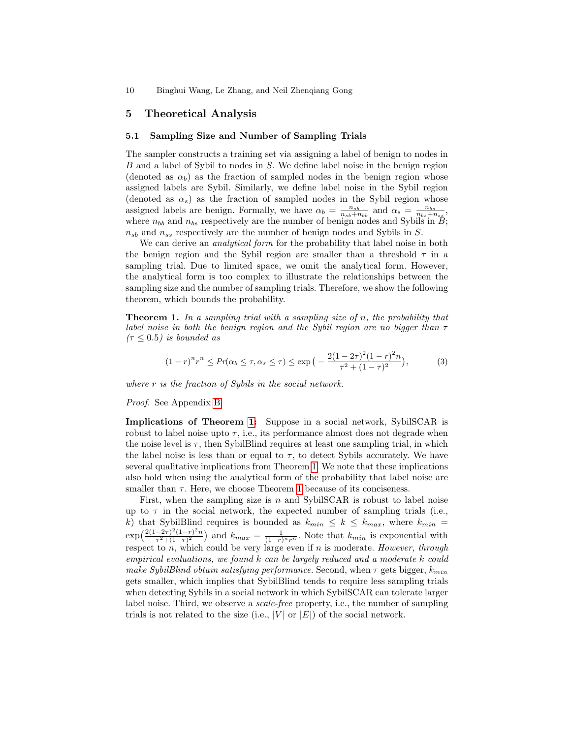## 5 Theoretical Analysis

### 5.1 Sampling Size and Number of Sampling Trials

The sampler constructs a training set via assigning a label of benign to nodes in $B$ and a label of Sybil to nodes in $S$. We define label noise in the benign region (denoted as $\alpha_b$) as the fraction of sampled nodes in the benign region whose assigned labels are Sybil. Similarly, we define label noise in the Sybil region (denoted as $\alpha_s$) as the fraction of sampled nodes in the Sybil region whose assigned labels are benign. Formally, we have $\alpha_b = \frac{n_{sb}}{n_{sb}+n_{bb}}$ and $\alpha_s = \frac{n_{bs}}{n_{bs}+n_{ss}}$, where $n_{bb}$ and $n_{bs}$ respectively are the number of benign nodes and Sybils in $B$; $n_{sb}$ and $n_{ss}$ respectively are the number of benign nodes and Sybils in $S$.

We can derive an *analytical form* for the probability that label noise in both the benign region and the Sybil region are smaller than a threshold $\tau$ in a sampling trial. Due to limited space, we omit the analytical form. However, the analytical form is too complex to illustrate the relationships between the sampling size and the number of sampling trials. Therefore, we show the following theorem, which bounds the probability.

**Theorem 1.** *In a sampling trial with a sampling size of $n$, the probability that label noise in both the benign region and the Sybil region are no bigger than $\tau$ ($\tau \leq 0.5$) is bounded as*

$$(1-r)^n r^n \leq Pr(\alpha_b \leq \tau, \alpha_s \leq \tau) \leq \exp\big(-\frac{2(1-2\tau)^2(1-r)^2 n}{\tau^2+(1-\tau)^2}\big), \quad (3)$$

*where $r$ is the fraction of Sybils in the social network.*

*Proof.* See Appendix B

**Implications of Theorem 1:** Suppose in a social network, SybilSCAR is robust to label noise upto $\tau$, i.e., its performance almost does not degrade when the noise level is $\tau$, then SybilBlind requires at least one sampling trial, in which the label noise is less than or equal to $\tau$, to detect Sybils accurately. We have several qualitative implications from Theorem 1. We note that these implications also hold when using the analytical form of the probability that label noise are smaller than $\tau$. Here, we choose Theorem 1 because of its conciseness.

First, when the sampling size is $n$ and SybilSCAR is robust to label noise up to $\tau$ in the social network, the expected number of sampling trials (i.e., $k$) that SybilBlind requires is bounded as $k_{min} \leq k \leq k_{max}$, where $k_{min} = \exp\big(\frac{2(1-2\tau)^2(1-r)^2 n}{\tau^2+(1-\tau)^2}\big)$ and $k_{max} = \frac{1}{(1-r)^n r^n}$. Note that $k_{min}$ is exponential with respect to $n$, which could be very large even if $n$ is moderate. *However, through empirical evaluations, we found $k$ can be largely reduced and a moderate $k$ could make SybilBlind obtain satisfying performance.* Second, when $\tau$ gets bigger, $k_{min}$ gets smaller, which implies that SybilBlind tends to require less sampling trials when detecting Sybils in a social network in which SybilSCAR can tolerate larger label noise. Third, we observe a *scale-free* property, i.e., the number of sampling trials is not related to the size (i.e., $|V|$ or $|E|$) of the social network.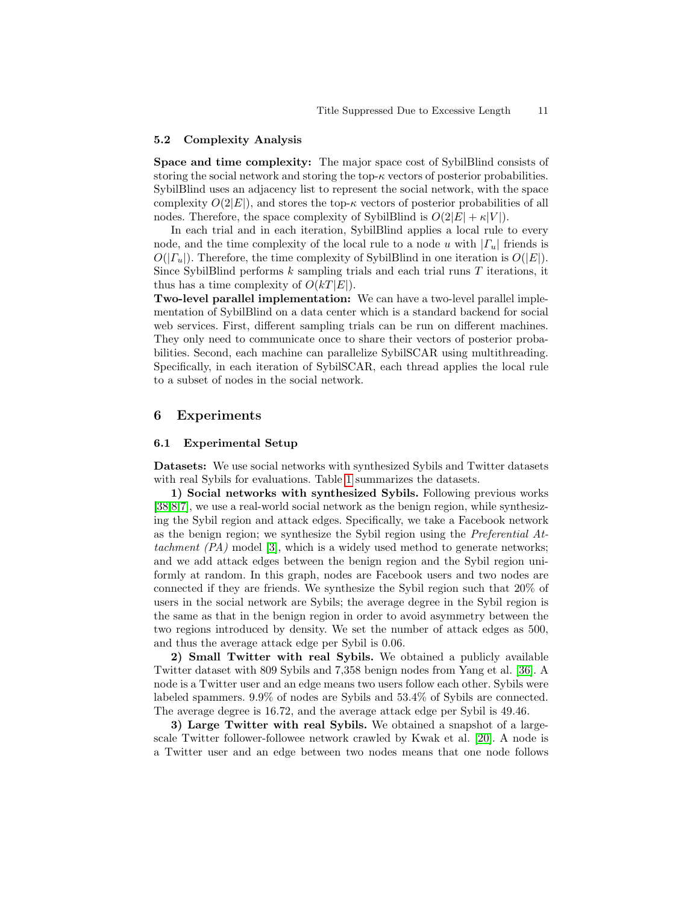### 5.2 Complexity Analysis

**Space and time complexity:** The major space cost of SybilBlind consists of storing the social network and storing the top-$\kappa$ vectors of posterior probabilities. SybilBlind uses an adjacency list to represent the social network, with the space complexity $O(2|E|)$, and stores the top-$\kappa$ vectors of posterior probabilities of all nodes. Therefore, the space complexity of SybilBlind is $O(2|E| + \kappa|V|)$.

In each trial and in each iteration, SybilBlind applies a local rule to every node, and the time complexity of the local rule to a node $u$ with $|\Gamma_u|$ friends is $O(|\Gamma_u|)$. Therefore, the time complexity of SybilBlind in one iteration is $O(|E|)$. Since SybilBlind performs $k$ sampling trials and each trial runs $T$ iterations, it thus has a time complexity of $O(kT|E|)$.

**Two-level parallel implementation:** We can have a two-level parallel implementation of SybilBlind on a data center which is a standard backend for social web services. First, different sampling trials can be run on different machines. They only need to communicate once to share their vectors of posterior probabilities. Second, each machine can parallelize SybilSCAR using multithreading. Specifically, in each iteration of SybilSCAR, each thread applies the local rule to a subset of nodes in the social network.

## 6 Experiments

### 6.1 Experimental Setup

**Datasets:** We use social networks with synthesized Sybils and Twitter datasets with real Sybils for evaluations. Table 1 summarizes the datasets.

**1) Social networks with synthesized Sybils.** Following previous works [38,8,7], we use a real-world social network as the benign region, while synthesizing the Sybil region and attack edges. Specifically, we take a Facebook network as the benign region; we synthesize the Sybil region using the *Preferential Attachment (PA)* model [3], which is a widely used method to generate networks; and we add attack edges between the benign region and the Sybil region uniformly at random. In this graph, nodes are Facebook users and two nodes are connected if they are friends. We synthesize the Sybil region such that 20% of users in the social network are Sybils; the average degree in the Sybil region is the same as that in the benign region in order to avoid asymmetry between the two regions introduced by density. We set the number of attack edges as 500, and thus the average attack edge per Sybil is 0.06.

**2) Small Twitter with real Sybils.** We obtained a publicly available Twitter dataset with 809 Sybils and 7,358 benign nodes from Yang et al. [36]. A node is a Twitter user and an edge means two users follow each other. Sybils were labeled spammers. 9.9% of nodes are Sybils and 53.4% of Sybils are connected. The average degree is 16.72, and the average attack edge per Sybil is 49.46.

**3) Large Twitter with real Sybils.** We obtained a snapshot of a large-scale Twitter follower-followee network crawled by Kwak et al. [20]. A node is a Twitter user and an edge between two nodes means that one node follows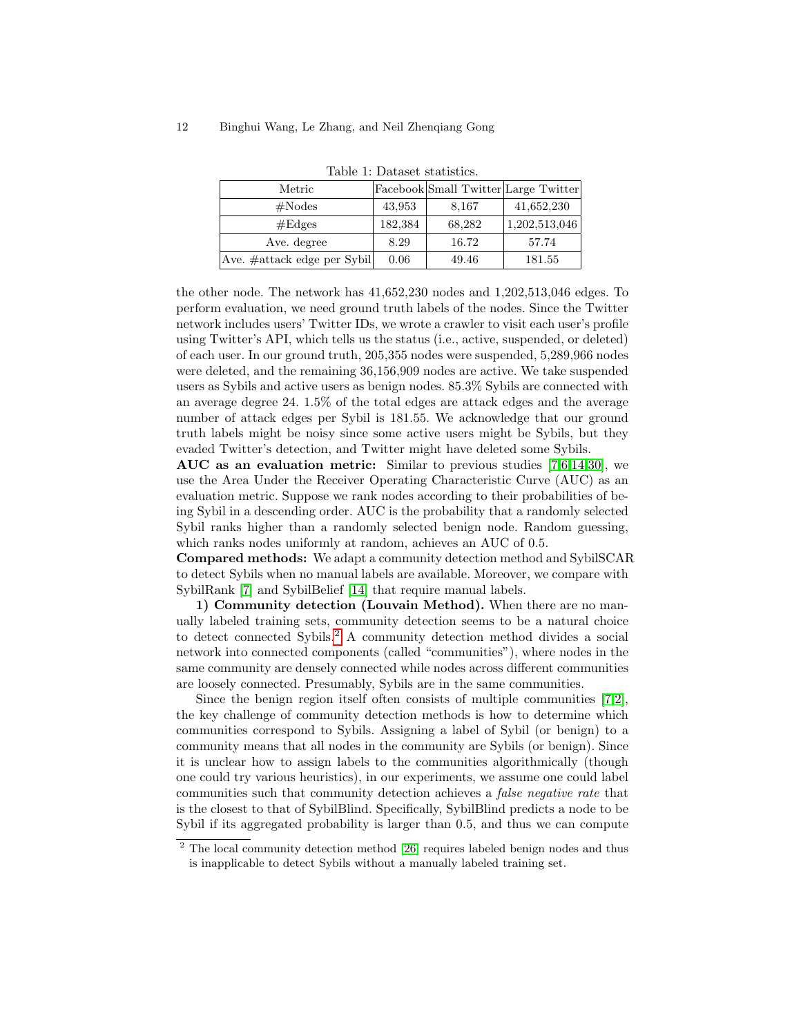Table 1: Dataset statistics.

| Metric | Facebook | Small Twitter | Large Twitter |
| --- | --- | --- | --- |
| #Nodes | 43,953 | 8,167 | 41,652,230 |
| #Edges | 182,384 | 68,282 | 1,202,513,046 |
| Ave. degree | 8.29 | 16.72 | 57.74 |
| Ave. #attack edge per Sybil | 0.06 | 49.46 | 181.55 |

the other node. The network has 41,652,230 nodes and 1,202,513,046 edges. To perform evaluation, we need ground truth labels of the nodes. Since the Twitter network includes users' Twitter IDs, we wrote a crawler to visit each user's profile using Twitter's API, which tells us the status (i.e., active, suspended, or deleted) of each user. In our ground truth, 205,355 nodes were suspended, 5,289,966 nodes were deleted, and the remaining 36,156,909 nodes are active. We take suspended users as Sybils and active users as benign nodes. 85.3% Sybils are connected with an average degree 24. 1.5% of the total edges are attack edges and the average number of attack edges per Sybil is 181.55. We acknowledge that our ground truth labels might be noisy since some active users might be Sybils, but they evaded Twitter's detection, and Twitter might have deleted some Sybils.

**AUC as an evaluation metric:** Similar to previous studies [7,6,14,30], we use the Area Under the Receiver Operating Characteristic Curve (AUC) as an evaluation metric. Suppose we rank nodes according to their probabilities of being Sybil in a descending order. AUC is the probability that a randomly selected Sybil ranks higher than a randomly selected benign node. Random guessing, which ranks nodes uniformly at random, achieves an AUC of 0.5.

**Compared methods:** We adapt a community detection method and SybilSCAR to detect Sybils when no manual labels are available. Moreover, we compare with SybilRank [7] and SybilBelief [14] that require manual labels.

**1) Community detection (Louvain Method).** When there are no manually labeled training sets, community detection seems to be a natural choice to detect connected Sybils.[2] A community detection method divides a social network into connected components (called "communities"), where nodes in the same community are densely connected while nodes across different communities are loosely connected. Presumably, Sybils are in the same communities.

Since the benign region itself often consists of multiple communities [7,2], the key challenge of community detection methods is how to determine which communities correspond to Sybils. Assigning a label of Sybil (or benign) to a community means that all nodes in the community are Sybils (or benign). Since it is unclear how to assign labels to the communities algorithmically (though one could try various heuristics), in our experiments, we assume one could label communities such that community detection achieves a *false negative rate* that is the closest to that of SybilBlind. Specifically, SybilBlind predicts a node to be Sybil if its aggregated probability is larger than 0.5, and thus we can compute

[2] The local community detection method [26] requires labeled benign nodes and thus is inapplicable to detect Sybils without a manually labeled training set.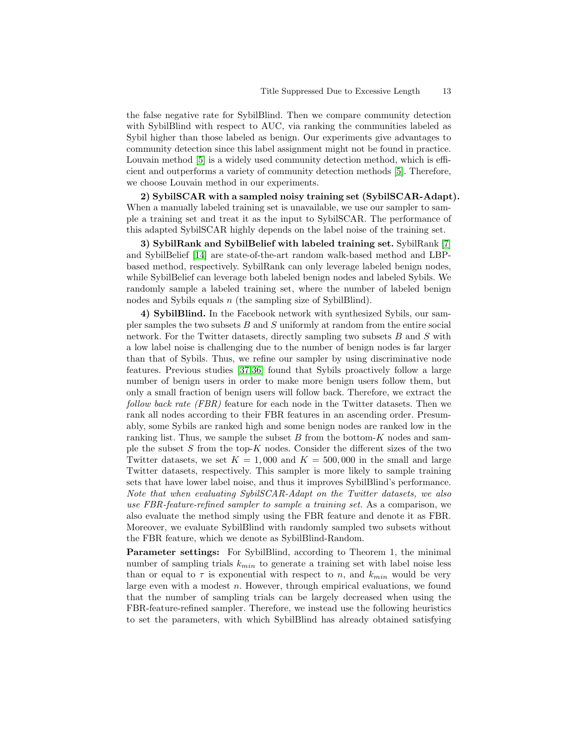the false negative rate for SybilBlind. Then we compare community detection with SybilBlind with respect to AUC, via ranking the communities labeled as Sybil higher than those labeled as benign. Our experiments give advantages to community detection since this label assignment might not be found in practice. Louvain method [5] is a widely used community detection method, which is efficient and outperforms a variety of community detection methods [5]. Therefore, we choose Louvain method in our experiments.

**2) SybilSCAR with a sampled noisy training set (SybilSCAR-Adapt).** When a manually labeled training set is unavailable, we use our sampler to sample a training set and treat it as the input to SybilSCAR. The performance of this adapted SybilSCAR highly depends on the label noise of the training set.

**3) SybilRank and SybilBelief with labeled training set.** SybilRank [7] and SybilBelief [14] are state-of-the-art random walk-based method and LBP-based method, respectively. SybilRank can only leverage labeled benign nodes, while SybilBelief can leverage both labeled benign nodes and labeled Sybils. We randomly sample a labeled training set, where the number of labeled benign nodes and Sybils equals $n$ (the sampling size of SybilBlind).

**4) SybilBlind.** In the Facebook network with synthesized Sybils, our sampler samples the two subsets $B$ and $S$ uniformly at random from the entire social network. For the Twitter datasets, directly sampling two subsets $B$ and $S$ with a low label noise is challenging due to the number of benign nodes is far larger than that of Sybils. Thus, we refine our sampler by using discriminative node features. Previous studies [37,36] found that Sybils proactively follow a large number of benign users in order to make more benign users follow them, but only a small fraction of benign users will follow back. Therefore, we extract the *follow back rate (FBR)* feature for each node in the Twitter datasets. Then we rank all nodes according to their FBR features in an ascending order. Presumably, some Sybils are ranked high and some benign nodes are ranked low in the ranking list. Thus, we sample the subset $B$ from the bottom-$K$ nodes and sample the subset $S$ from the top-$K$ nodes. Consider the different sizes of the two Twitter datasets, we set $K = 1,000$ and $K = 500,000$ in the small and large Twitter datasets, respectively. This sampler is more likely to sample training sets that have lower label noise, and thus it improves SybilBlind's performance. *Note that when evaluating SybilSCAR-Adapt on the Twitter datasets, we also use FBR-feature-refined sampler to sample a training set.* As a comparison, we also evaluate the method simply using the FBR feature and denote it as FBR. Moreover, we evaluate SybilBlind with randomly sampled two subsets without the FBR feature, which we denote as SybilBlind-Random.

**Parameter settings:** For SybilBlind, according to Theorem 1, the minimal number of sampling trials $k_{min}$ to generate a training set with label noise less than or equal to $\tau$ is exponential with respect to $n$, and $k_{min}$ would be very large even with a modest $n$. However, through empirical evaluations, we found that the number of sampling trials can be largely decreased when using the FBR-feature-refined sampler. Therefore, we instead use the following heuristics to set the parameters, with which SybilBlind has already obtained satisfying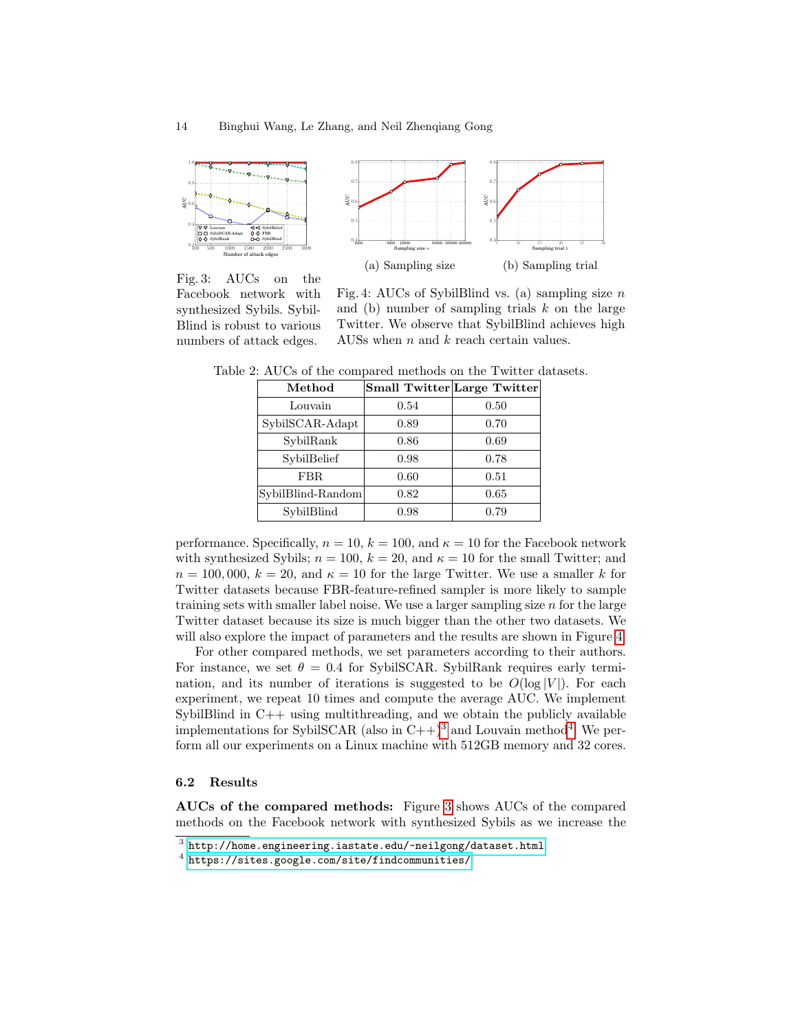Fig. 3: AUCs on the Facebook network with synthesized Sybils. SybilBlind is robust to various numbers of attack edges.

(a) Sampling size

(b) Sampling trial

Fig. 4: AUCs of SybilBlind vs. (a) sampling size $n$ and (b) number of sampling trials $k$ on the large Twitter. We observe that SybilBlind achieves high AUSs when $n$ and $k$ reach certain values.

Table 2: AUCs of the compared methods on the Twitter datasets.

| Method | Small Twitter | Large Twitter |
|---|---|---|
| Louvain | 0.54 | 0.50 |
| SybilSCAR-Adapt | 0.89 | 0.70 |
| SybilRank | 0.86 | 0.69 |
| SybilBelief | 0.98 | 0.78 |
| FBR | 0.60 | 0.51 |
| SybilBlind-Random | 0.82 | 0.65 |
| SybilBlind | 0.98 | 0.79 |

performance. Specifically, $n = 10$, $k = 100$, and $\kappa = 10$ for the Facebook network with synthesized Sybils; $n = 100$, $k = 20$, and $\kappa = 10$ for the small Twitter; and $n = 100,000$, $k = 20$, and $\kappa = 10$ for the large Twitter. We use a smaller $k$ for Twitter datasets because FBR-feature-refined sampler is more likely to sample training sets with smaller label noise. We use a larger sampling size $n$ for the large Twitter dataset because its size is much bigger than the other two datasets. We will also explore the impact of parameters and the results are shown in Figure 4.

For other compared methods, we set parameters according to their authors. For instance, we set $\theta = 0.4$ for SybilSCAR. SybilRank requires early termination, and its number of iterations is suggested to be $O(\log |V|)$. For each experiment, we repeat 10 times and compute the average AUC. We implement SybilBlind in C++ using multithreading, and we obtain the publicly available implementations for SybilSCAR (also in C++)[3] and Louvain method[4]. We perform all our experiments on a Linux machine with 512GB memory and 32 cores.

### 6.2 Results

**AUCs of the compared methods:** Figure 3 shows AUCs of the compared methods on the Facebook network with synthesized Sybils as we increase the

[3] http://home.engineering.iastate.edu/~neilgong/dataset.html

[4] https://sites.google.com/site/findcommunities/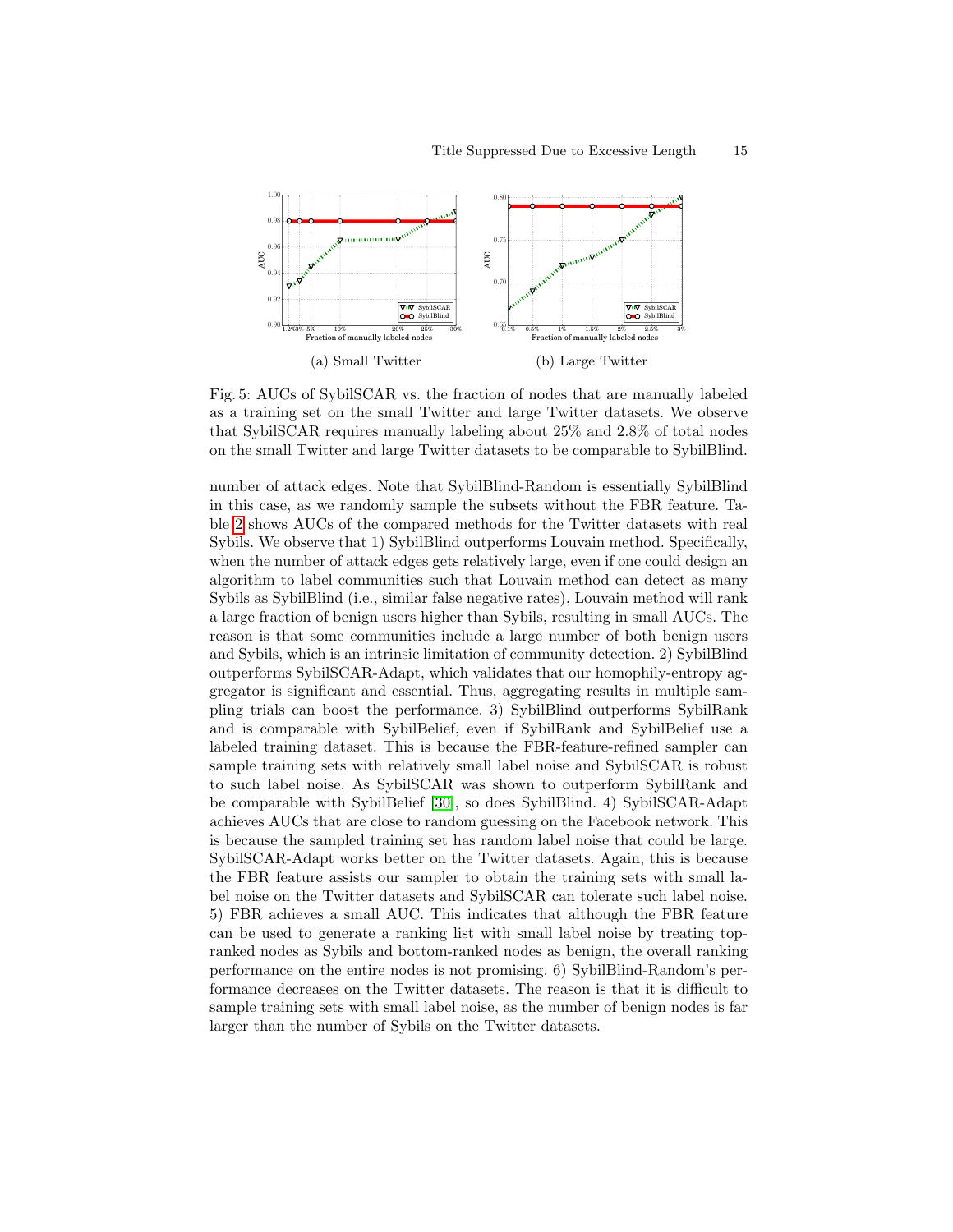1.00
0.98
0.96
0.94
0.92
0.90
AUC
1.2%3% 5% 10% 20% 25% 30%
Fraction of manually labeled nodes
SybilSCAR
SybilBlind

(a) Small Twitter

0.80
0.75
0.70
0.65
AUC
0.1% 0.5% 1% 1.5% 2% 2.5% 3%
Fraction of manually labeled nodes
SybilSCAR
SybilBlind

(b) Large Twitter

Fig. 5: AUCs of SybilSCAR vs. the fraction of nodes that are manually labeled as a training set on the small Twitter and large Twitter datasets. We observe that SybilSCAR requires manually labeling about 25% and 2.8% of total nodes on the small Twitter and large Twitter datasets to be comparable to SybilBlind.

number of attack edges. Note that SybilBlind-Random is essentially SybilBlind in this case, as we randomly sample the subsets without the FBR feature. Table 2 shows AUCs of the compared methods for the Twitter datasets with real Sybils. We observe that 1) SybilBlind outperforms Louvain method. Specifically, when the number of attack edges gets relatively large, even if one could design an algorithm to label communities such that Louvain method can detect as many Sybils as SybilBlind (i.e., similar false negative rates), Louvain method will rank a large fraction of benign users higher than Sybils, resulting in small AUCs. The reason is that some communities include a large number of both benign users and Sybils, which is an intrinsic limitation of community detection. 2) SybilBlind outperforms SybilSCAR-Adapt, which validates that our homophily-entropy aggregator is significant and essential. Thus, aggregating results in multiple sampling trials can boost the performance. 3) SybilBlind outperforms SybilRank and is comparable with SybilBelief, even if SybilRank and SybilBelief use a labeled training dataset. This is because the FBR-feature-refined sampler can sample training sets with relatively small label noise and SybilSCAR is robust to such label noise. As SybilSCAR was shown to outperform SybilRank and be comparable with SybilBelief [30], so does SybilBlind. 4) SybilSCAR-Adapt achieves AUCs that are close to random guessing on the Facebook network. This is because the sampled training set has random label noise that could be large. SybilSCAR-Adapt works better on the Twitter datasets. Again, this is because the FBR feature assists our sampler to obtain the training sets with small label noise on the Twitter datasets and SybilSCAR can tolerate such label noise. 5) FBR achieves a small AUC. This indicates that although the FBR feature can be used to generate a ranking list with small label noise by treating top-ranked nodes as Sybils and bottom-ranked nodes as benign, the overall ranking performance on the entire nodes is not promising. 6) SybilBlind-Random's performance decreases on the Twitter datasets. The reason is that it is difficult to sample training sets with small label noise, as the number of benign nodes is far larger than the number of Sybils on the Twitter datasets.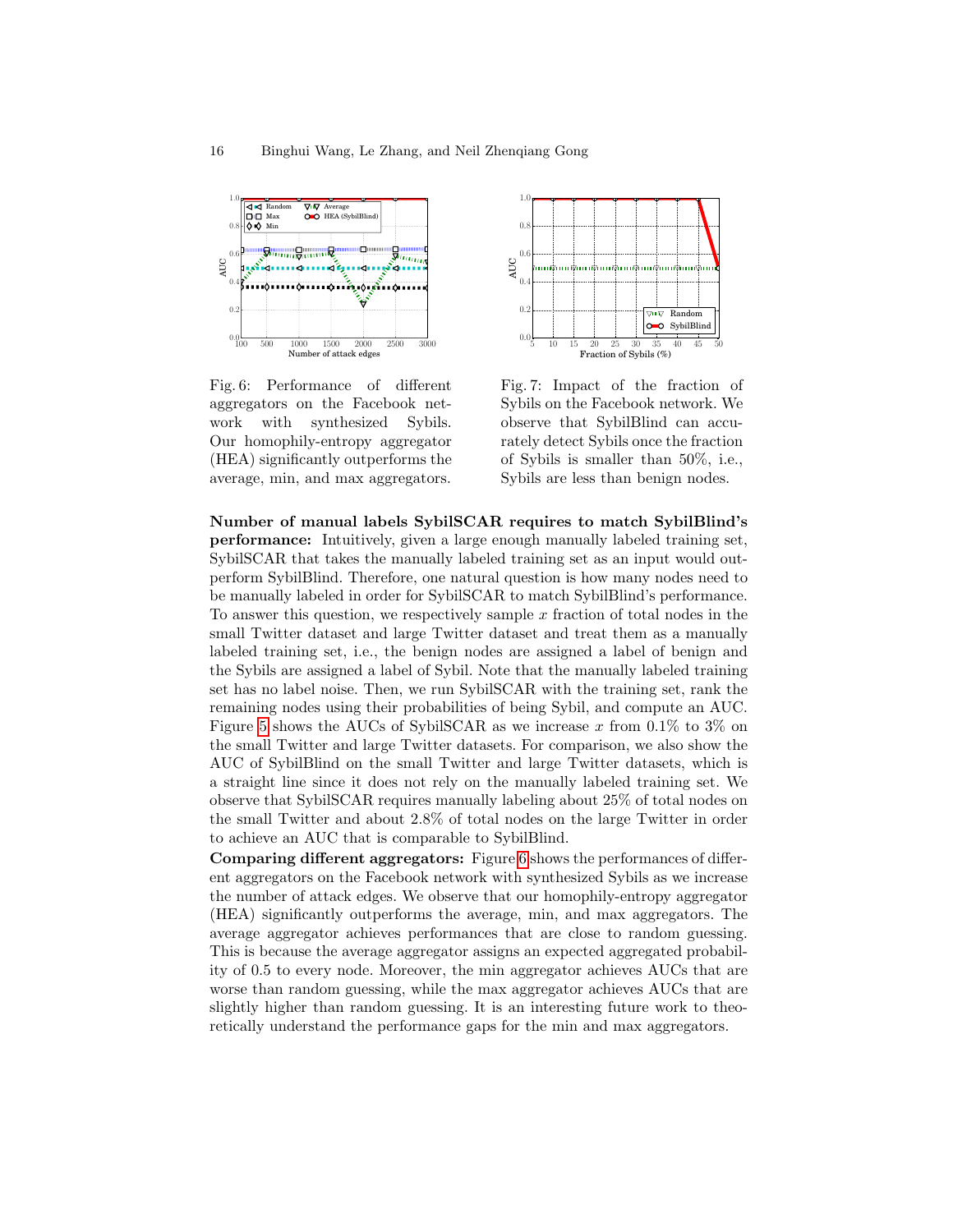Fig. 6: Performance of different aggregators on the Facebook network with synthesized Sybils. Our homophily-entropy aggregator (HEA) significantly outperforms the average, min, and max aggregators.

Fig. 7: Impact of the fraction of Sybils on the Facebook network. We observe that SybilBlind can accurately detect Sybils once the fraction of Sybils is smaller than 50%, i.e., Sybils are less than benign nodes.

**Number of manual labels SybilSCAR requires to match SybilBlind's performance:** Intuitively, given a large enough manually labeled training set, SybilSCAR that takes the manually labeled training set as an input would outperform SybilBlind. Therefore, one natural question is how many nodes need to be manually labeled in order for SybilSCAR to match SybilBlind's performance. To answer this question, we respectively sample $x$ fraction of total nodes in the small Twitter dataset and large Twitter dataset and treat them as a manually labeled training set, i.e., the benign nodes are assigned a label of benign and the Sybils are assigned a label of Sybil. Note that the manually labeled training set has no label noise. Then, we run SybilSCAR with the training set, rank the remaining nodes using their probabilities of being Sybil, and compute an AUC. Figure 5 shows the AUCs of SybilSCAR as we increase $x$ from 0.1% to 3% on the small Twitter and large Twitter datasets. For comparison, we also show the AUC of SybilBlind on the small Twitter and large Twitter datasets, which is a straight line since it does not rely on the manually labeled training set. We observe that SybilSCAR requires manually labeling about 25% of total nodes on the small Twitter and about 2.8% of total nodes on the large Twitter in order to achieve an AUC that is comparable to SybilBlind.

**Comparing different aggregators:** Figure 6 shows the performances of different aggregators on the Facebook network with synthesized Sybils as we increase the number of attack edges. We observe that our homophily-entropy aggregator (HEA) significantly outperforms the average, min, and max aggregators. The average aggregator achieves performances that are close to random guessing. This is because the average aggregator assigns an expected aggregated probability of 0.5 to every node. Moreover, the min aggregator achieves AUCs that are worse than random guessing, while the max aggregator achieves AUCs that are slightly higher than random guessing. It is an interesting future work to theoretically understand the performance gaps for the min and max aggregators.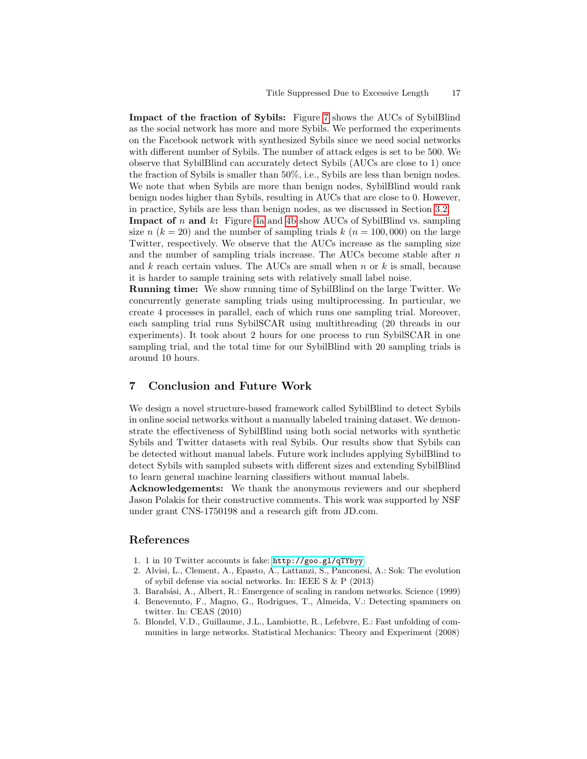**Impact of the fraction of Sybils:** Figure 7 shows the AUCs of SybilBlind as the social network has more and more Sybils. We performed the experiments on the Facebook network with synthesized Sybils since we need social networks with different number of Sybils. The number of attack edges is set to be 500. We observe that SybilBlind can accurately detect Sybils (AUCs are close to 1) once the fraction of Sybils is smaller than 50%, i.e., Sybils are less than benign nodes. We note that when Sybils are more than benign nodes, SybilBlind would rank benign nodes higher than Sybils, resulting in AUCs that are close to 0. However, in practice, Sybils are less than benign nodes, as we discussed in Section 3.2.

**Impact of $n$ and $k$:** Figure 4a and 4b show AUCs of SybilBlind vs. sampling size $n$ ($k = 20$) and the number of sampling trials $k$ ($n = 100,000$) on the large Twitter, respectively. We observe that the AUCs increase as the sampling size and the number of sampling trials increase. The AUCs become stable after $n$ and $k$ reach certain values. The AUCs are small when $n$ or $k$ is small, because it is harder to sample training sets with relatively small label noise.

**Running time:** We show running time of SybilBlind on the large Twitter. We concurrently generate sampling trials using multiprocessing. In particular, we create 4 processes in parallel, each of which runs one sampling trial. Moreover, each sampling trial runs SybilSCAR using multithreading (20 threads in our experiments). It took about 2 hours for one process to run SybilSCAR in one sampling trial, and the total time for our SybilBlind with 20 sampling trials is around 10 hours.

## 7 Conclusion and Future Work

We design a novel structure-based framework called SybilBlind to detect Sybils in online social networks without a manually labeled training dataset. We demonstrate the effectiveness of SybilBlind using both social networks with synthetic Sybils and Twitter datasets with real Sybils. Our results show that Sybils can be detected without manual labels. Future work includes applying SybilBlind to detect Sybils with sampled subsets with different sizes and extending SybilBlind to learn general machine learning classifiers without manual labels.

**Acknowledgements:** We thank the anonymous reviewers and our shepherd Jason Polakis for their constructive comments. This work was supported by NSF under grant CNS-1750198 and a research gift from JD.com.

## References

1. 1 in 10 Twitter accounts is fake: `http://goo.gl/qTYbyy`
2. Alvisi, L., Clement, A., Epasto, A., Lattanzi, S., Panconesi, A.: Sok: The evolution of sybil defense via social networks. In: IEEE S & P (2013)
3. Barabási, A., Albert, R.: Emergence of scaling in random networks. Science (1999)
4. Benevenuto, F., Magno, G., Rodrigues, T., Almeida, V.: Detecting spammers on twitter. In: CEAS (2010)
5. Blondel, V.D., Guillaume, J.L., Lambiotte, R., Lefebvre, E.: Fast unfolding of communities in large networks. Statistical Mechanics: Theory and Experiment (2008)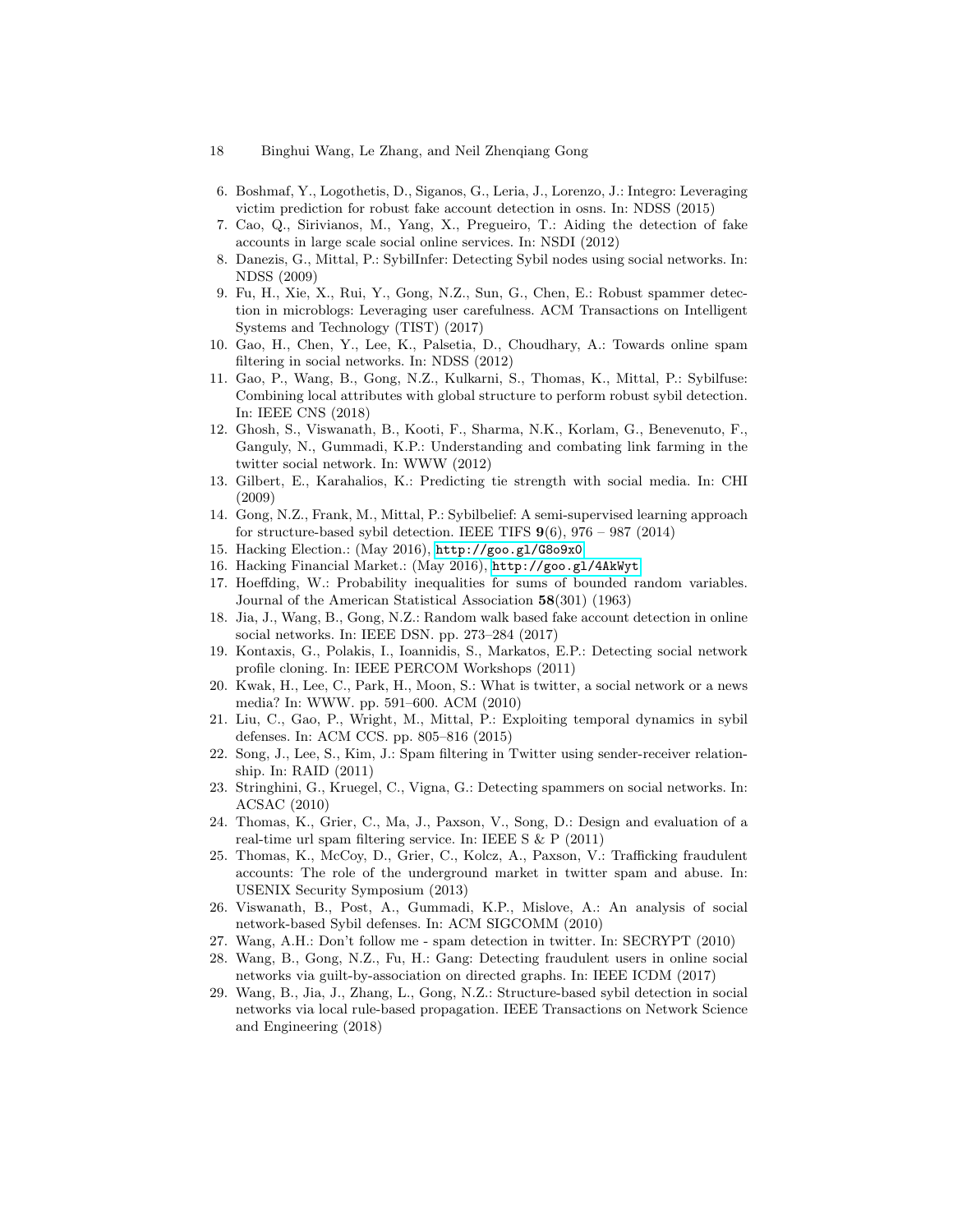6. Boshmaf, Y., Logothetis, D., Siganos, G., Leria, J., Lorenzo, J.: Integro: Leveraging victim prediction for robust fake account detection in osns. In: NDSS (2015)
7. Cao, Q., Sirivianos, M., Yang, X., Pregueiro, T.: Aiding the detection of fake accounts in large scale social online services. In: NSDI (2012)
8. Danezis, G., Mittal, P.: SybilInfer: Detecting Sybil nodes using social networks. In: NDSS (2009)
9. Fu, H., Xie, X., Rui, Y., Gong, N.Z., Sun, G., Chen, E.: Robust spammer detection in microblogs: Leveraging user carefulness. ACM Transactions on Intelligent Systems and Technology (TIST) (2017)
10. Gao, H., Chen, Y., Lee, K., Palsetia, D., Choudhary, A.: Towards online spam filtering in social networks. In: NDSS (2012)
11. Gao, P., Wang, B., Gong, N.Z., Kulkarni, S., Thomas, K., Mittal, P.: Sybilfuse: Combining local attributes with global structure to perform robust sybil detection. In: IEEE CNS (2018)
12. Ghosh, S., Viswanath, B., Kooti, F., Sharma, N.K., Korlam, G., Benevenuto, F., Ganguly, N., Gummadi, K.P.: Understanding and combating link farming in the twitter social network. In: WWW (2012)
13. Gilbert, E., Karahalios, K.: Predicting tie strength with social media. In: CHI (2009)
14. Gong, N.Z., Frank, M., Mittal, P.: Sybilbelief: A semi-supervised learning approach for structure-based sybil detection. IEEE TIFS **9**(6), 976 – 987 (2014)
15. Hacking Election.: (May 2016), http://goo.gl/G8o9x0
16. Hacking Financial Market.: (May 2016), http://goo.gl/4AkWyt
17. Hoeffding, W.: Probability inequalities for sums of bounded random variables. Journal of the American Statistical Association **58**(301) (1963)
18. Jia, J., Wang, B., Gong, N.Z.: Random walk based fake account detection in online social networks. In: IEEE DSN. pp. 273–284 (2017)
19. Kontaxis, G., Polakis, I., Ioannidis, S., Markatos, E.P.: Detecting social network profile cloning. In: IEEE PERCOM Workshops (2011)
20. Kwak, H., Lee, C., Park, H., Moon, S.: What is twitter, a social network or a news media? In: WWW. pp. 591–600. ACM (2010)
21. Liu, C., Gao, P., Wright, M., Mittal, P.: Exploiting temporal dynamics in sybil defenses. In: ACM CCS. pp. 805–816 (2015)
22. Song, J., Lee, S., Kim, J.: Spam filtering in Twitter using sender-receiver relationship. In: RAID (2011)
23. Stringhini, G., Kruegel, C., Vigna, G.: Detecting spammers on social networks. In: ACSAC (2010)
24. Thomas, K., Grier, C., Ma, J., Paxson, V., Song, D.: Design and evaluation of a real-time url spam filtering service. In: IEEE S & P (2011)
25. Thomas, K., McCoy, D., Grier, C., Kolcz, A., Paxson, V.: Trafficking fraudulent accounts: The role of the underground market in twitter spam and abuse. In: USENIX Security Symposium (2013)
26. Viswanath, B., Post, A., Gummadi, K.P., Mislove, A.: An analysis of social network-based Sybil defenses. In: ACM SIGCOMM (2010)
27. Wang, A.H.: Don't follow me - spam detection in twitter. In: SECRYPT (2010)
28. Wang, B., Gong, N.Z., Fu, H.: Gang: Detecting fraudulent users in online social networks via guilt-by-association on directed graphs. In: IEEE ICDM (2017)
29. Wang, B., Jia, J., Zhang, L., Gong, N.Z.: Structure-based sybil detection in social networks via local rule-based propagation. IEEE Transactions on Network Science and Engineering (2018)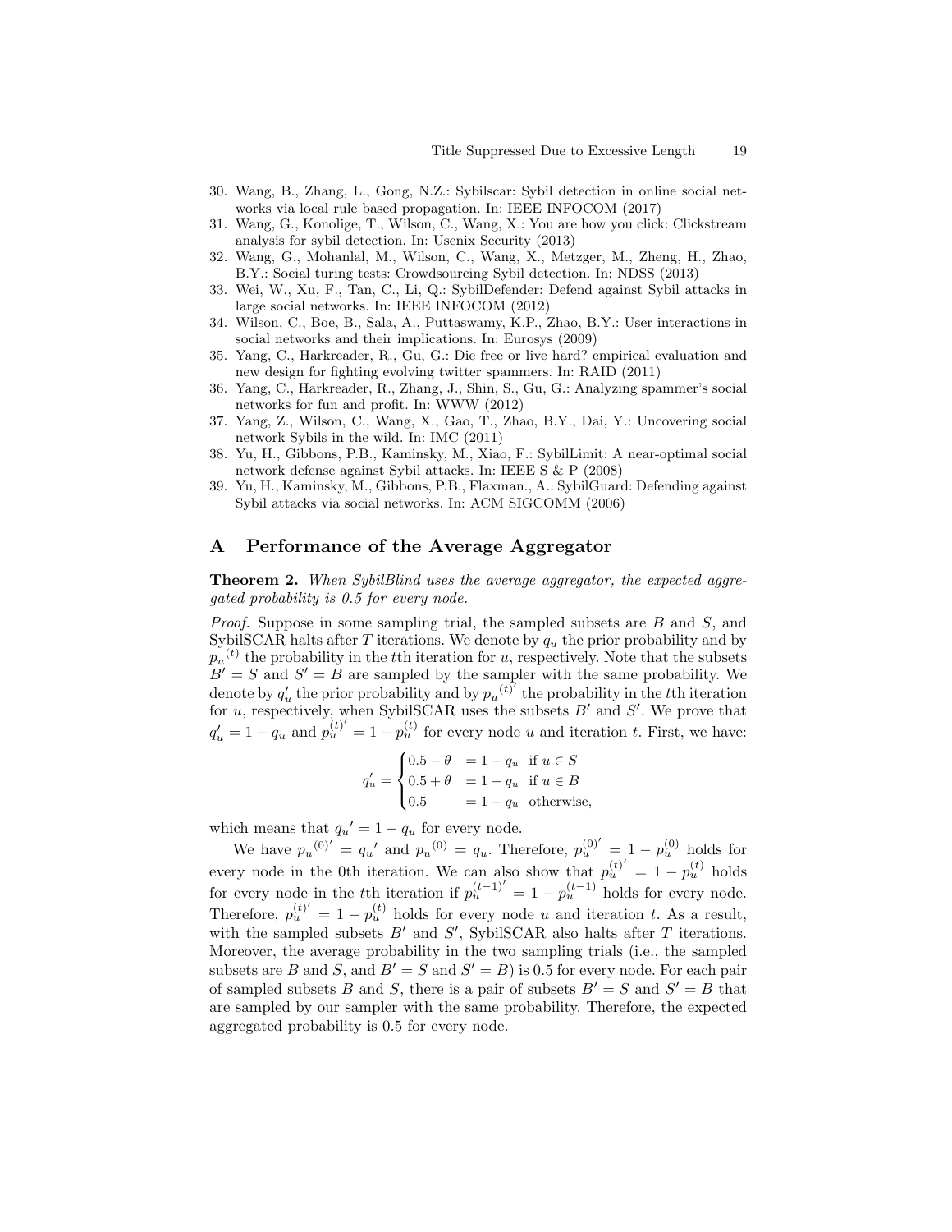30. Wang, B., Zhang, L., Gong, N.Z.: Sybilscar: Sybil detection in online social networks via local rule based propagation. In: IEEE INFOCOM (2017)
31. Wang, G., Konolige, T., Wilson, C., Wang, X.: You are how you click: Clickstream analysis for sybil detection. In: Usenix Security (2013)
32. Wang, G., Mohanlal, M., Wilson, C., Wang, X., Metzger, M., Zheng, H., Zhao, B.Y.: Social turing tests: Crowdsourcing Sybil detection. In: NDSS (2013)
33. Wei, W., Xu, F., Tan, C., Li, Q.: SybilDefender: Defend against Sybil attacks in large social networks. In: IEEE INFOCOM (2012)
34. Wilson, C., Boe, B., Sala, A., Puttaswamy, K.P., Zhao, B.Y.: User interactions in social networks and their implications. In: Eurosys (2009)
35. Yang, C., Harkreader, R., Gu, G.: Die free or live hard? empirical evaluation and new design for fighting evolving twitter spammers. In: RAID (2011)
36. Yang, C., Harkreader, R., Zhang, J., Shin, S., Gu, G.: Analyzing spammer's social networks for fun and profit. In: WWW (2012)
37. Yang, Z., Wilson, C., Wang, X., Gao, T., Zhao, B.Y., Dai, Y.: Uncovering social network Sybils in the wild. In: IMC (2011)
38. Yu, H., Gibbons, P.B., Kaminsky, M., Xiao, F.: SybilLimit: A near-optimal social network defense against Sybil attacks. In: IEEE S & P (2008)
39. Yu, H., Kaminsky, M., Gibbons, P.B., Flaxman., A.: SybilGuard: Defending against Sybil attacks via social networks. In: ACM SIGCOMM (2006)

# A Performance of the Average Aggregator

**Theorem 2.** *When SybilBlind uses the average aggregator, the expected aggregated probability is 0.5 for every node.*

*Proof.* Suppose in some sampling trial, the sampled subsets are $B$ and $S$, and SybilSCAR halts after $T$ iterations. We denote by $q_u$ the prior probability and by ${p_u}^{(t)}$ the probability in the $t$th iteration for $u$, respectively. Note that the subsets $B' = S$ and $S' = B$ are sampled by the sampler with the same probability. We denote by $q_u'$ the prior probability and by ${p_u}^{(t)'}$ the probability in the $t$th iteration for $u$, respectively, when SybilSCAR uses the subsets $B'$ and $S'$. We prove that $q_u' = 1 - q_u$ and $p_u^{(t)'} = 1 - p_u^{(t)}$ for every node $u$ and iteration $t$. First, we have:

$$q_u' = \begin{cases} 0.5 - \theta & = 1 - q_u \quad \text{if } u \in S \\ 0.5 + \theta & = 1 - q_u \quad \text{if } u \in B \\ 0.5 & = 1 - q_u \quad \text{otherwise,} \end{cases}$$

which means that ${q_u}' = 1 - q_u$ for every node.

We have ${p_u}^{(0)'} = {q_u}'$ and ${p_u}^{(0)} = q_u$. Therefore, $p_u^{(0)'} = 1 - p_u^{(0)}$ holds for every node in the 0th iteration. We can also show that $p_u^{(t)'} = 1 - p_u^{(t)}$ holds for every node in the $t$th iteration if $p_u^{(t-1)'} = 1 - p_u^{(t-1)}$ holds for every node. Therefore, $p_u^{(t)'} = 1 - p_u^{(t)}$ holds for every node $u$ and iteration $t$. As a result, with the sampled subsets $B'$ and $S'$, SybilSCAR also halts after $T$ iterations. Moreover, the average probability in the two sampling trials (i.e., the sampled subsets are $B$ and $S$, and $B' = S$ and $S' = B$) is 0.5 for every node. For each pair of sampled subsets $B$ and $S$, there is a pair of subsets $B' = S$ and $S' = B$ that are sampled by our sampler with the same probability. Therefore, the expected aggregated probability is 0.5 for every node.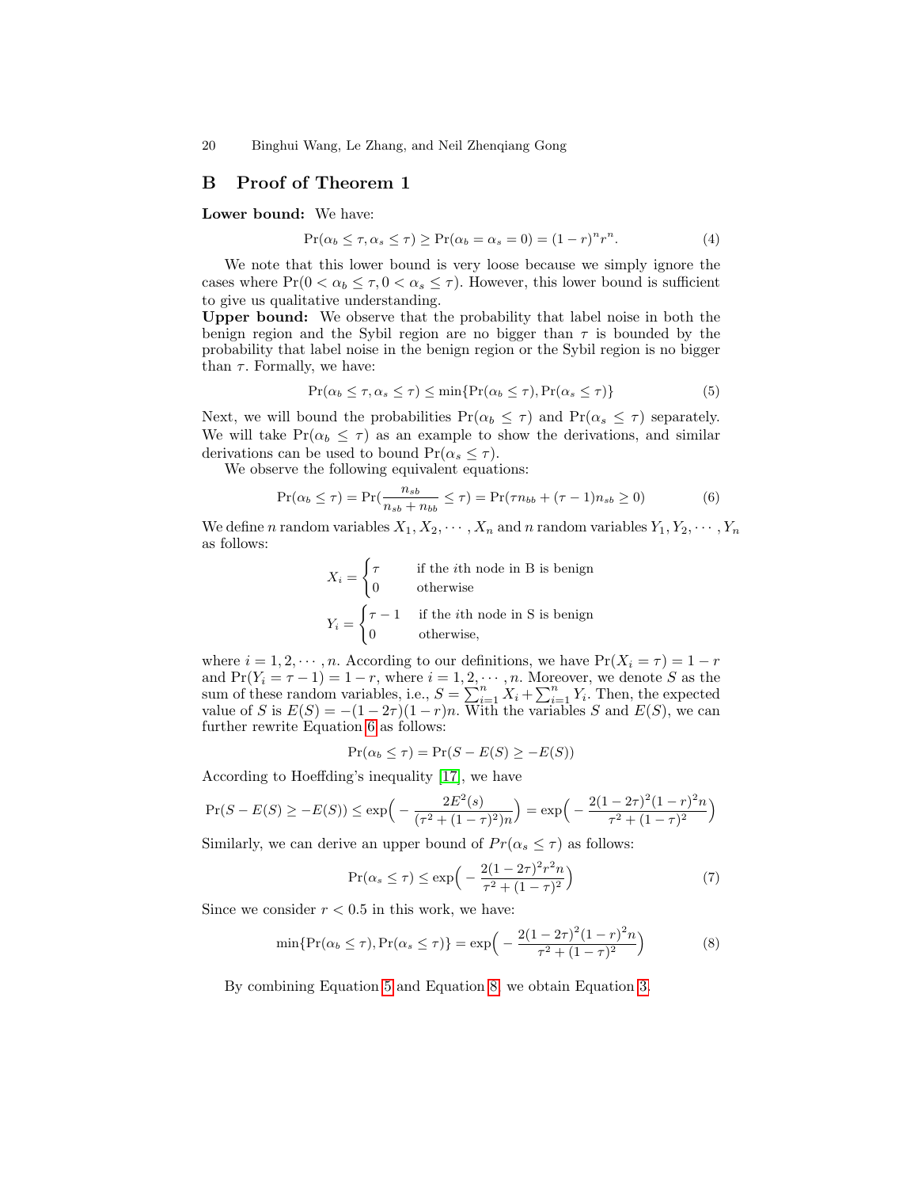## B Proof of Theorem 1

**Lower bound:** We have:

$$\Pr(\alpha_b \leq \tau, \alpha_s \leq \tau) \geq \Pr(\alpha_b = \alpha_s = 0) = (1-r)^n r^n. \tag{4}$$

We note that this lower bound is very loose because we simply ignore the cases where $\Pr(0 < \alpha_b \leq \tau, 0 < \alpha_s \leq \tau)$. However, this lower bound is sufficient to give us qualitative understanding.

**Upper bound:** We observe that the probability that label noise in both the benign region and the Sybil region are no bigger than $\tau$ is bounded by the probability that label noise in the benign region or the Sybil region is no bigger than $\tau$. Formally, we have:

$$\Pr(\alpha_b \leq \tau, \alpha_s \leq \tau) \leq \min\{\Pr(\alpha_b \leq \tau), \Pr(\alpha_s \leq \tau)\} \tag{5}$$

Next, we will bound the probabilities $\Pr(\alpha_b \leq \tau)$ and $\Pr(\alpha_s \leq \tau)$ separately. We will take $\Pr(\alpha_b \leq \tau)$ as an example to show the derivations, and similar derivations can be used to bound $\Pr(\alpha_s \leq \tau)$.

We observe the following equivalent equations:

$$\Pr(\alpha_b \leq \tau) = \Pr\left(\frac{n_{sb}}{n_{sb} + n_{bb}} \leq \tau\right) = \Pr(\tau n_{bb} + (\tau - 1) n_{sb} \geq 0) \tag{6}$$

We define $n$ random variables $X_1, X_2, \cdots, X_n$ and $n$ random variables $Y_1, Y_2, \cdots, Y_n$ as follows:

$$X_i = \begin{cases} \tau & \text{if the } i\text{th node in B is benign} \\ 0 & \text{otherwise} \end{cases}$$

$$Y_i = \begin{cases} \tau - 1 & \text{if the } i\text{th node in S is benign} \\ 0 & \text{otherwise,} \end{cases}$$

where $i = 1, 2, \cdots, n$. According to our definitions, we have $\Pr(X_i = \tau) = 1 - r$ and $\Pr(Y_i = \tau - 1) = 1 - r$, where $i = 1, 2, \cdots, n$. Moreover, we denote $S$ as the sum of these random variables, i.e., $S = \sum_{i=1}^{n} X_i + \sum_{i=1}^{n} Y_i$. Then, the expected value of $S$ is $E(S) = -(1-2\tau)(1-r)n$. With the variables $S$ and $E(S)$, we can further rewrite Equation 6 as follows:

$$\Pr(\alpha_b \leq \tau) = \Pr(S - E(S) \geq -E(S))$$

According to Hoeffding's inequality [17], we have

$$\Pr(S - E(S) \geq -E(S)) \leq \exp\Big(-\frac{2E^2(s)}{(\tau^2 + (1-\tau)^2)n}\Big) = \exp\Big(-\frac{2(1-2\tau)^2(1-r)^2 n}{\tau^2 + (1-\tau)^2}\Big)$$

Similarly, we can derive an upper bound of $Pr(\alpha_s \leq \tau)$ as follows:

$$\Pr(\alpha_s \leq \tau) \leq \exp\Big(-\frac{2(1-2\tau)^2 r^2 n}{\tau^2 + (1-\tau)^2}\Big) \tag{7}$$

Since we consider $r < 0.5$ in this work, we have:

$$\min\{\Pr(\alpha_b \leq \tau), \Pr(\alpha_s \leq \tau)\} = \exp\Big(-\frac{2(1-2\tau)^2(1-r)^2 n}{\tau^2 + (1-\tau)^2}\Big) \tag{8}$$

By combining Equation 5 and Equation 8, we obtain Equation 3.